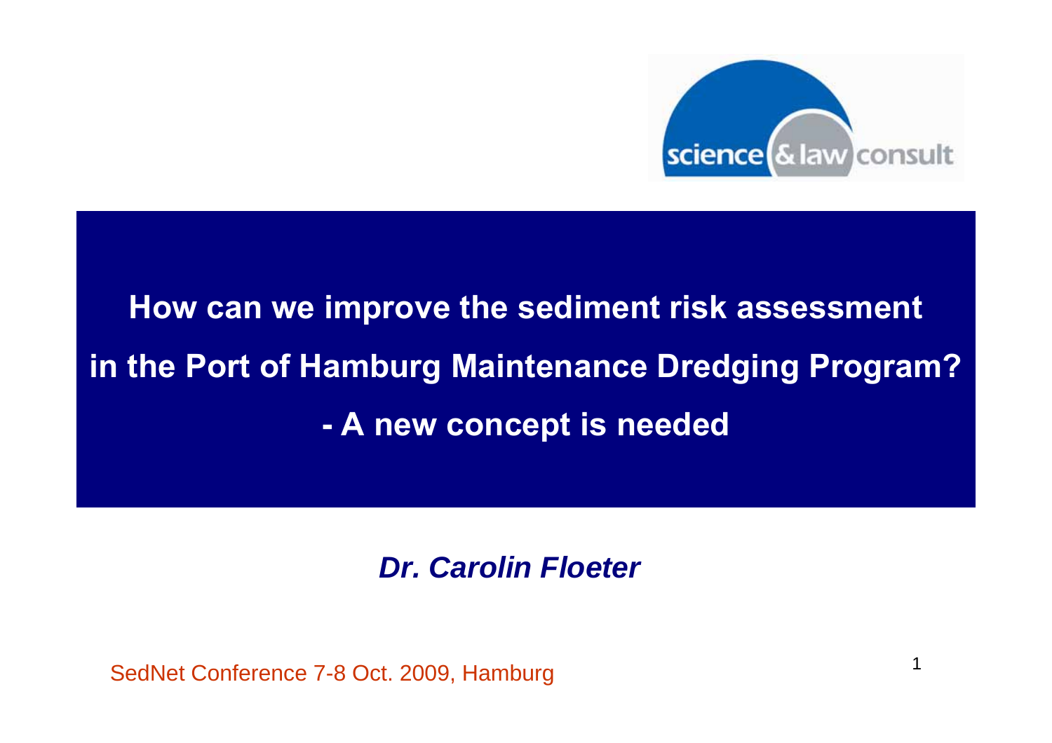science & law consult

# How can we improve the sediment risk assessment in the Port of Hamburg Maintenance Dredging Program? - A new concept is needed

***Dr. Carolin Floeter***

SedNet Conference 7-8 Oct. 2009, Hamburg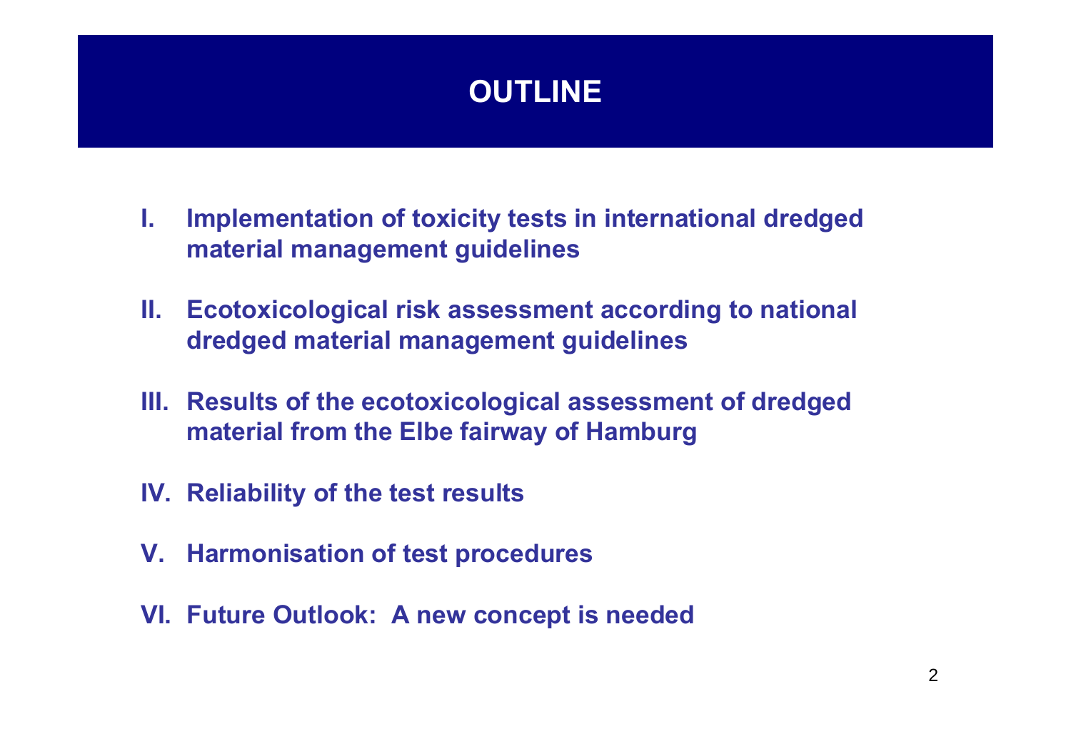# OUTLINE

I. Implementation of toxicity tests in international dredged material management guidelines

II. Ecotoxicological risk assessment according to national dredged material management guidelines

III. Results of the ecotoxicological assessment of dredged material from the Elbe fairway of Hamburg

IV. Reliability of the test results

V. Harmonisation of test procedures

VI. Future Outlook: A new concept is needed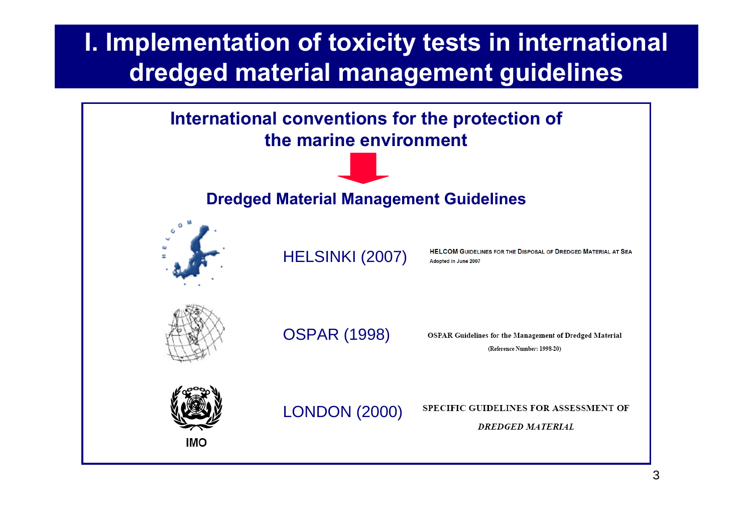# I. Implementation of toxicity tests in international dredged material management guidelines

**International conventions for the protection of the marine environment**

**Dredged Material Management Guidelines**

HELSINKI (2007) — HELCOM GUIDELINES FOR THE DISPOSAL OF DREDGED MATERIAL AT SEA
Adopted in June 2007

OSPAR (1998) — OSPAR Guidelines for the Management of Dredged Material
(Reference Number: 1998-20)

IMO

LONDON (2000) — SPECIFIC GUIDELINES FOR ASSESSMENT OF *DREDGED MATERIAL*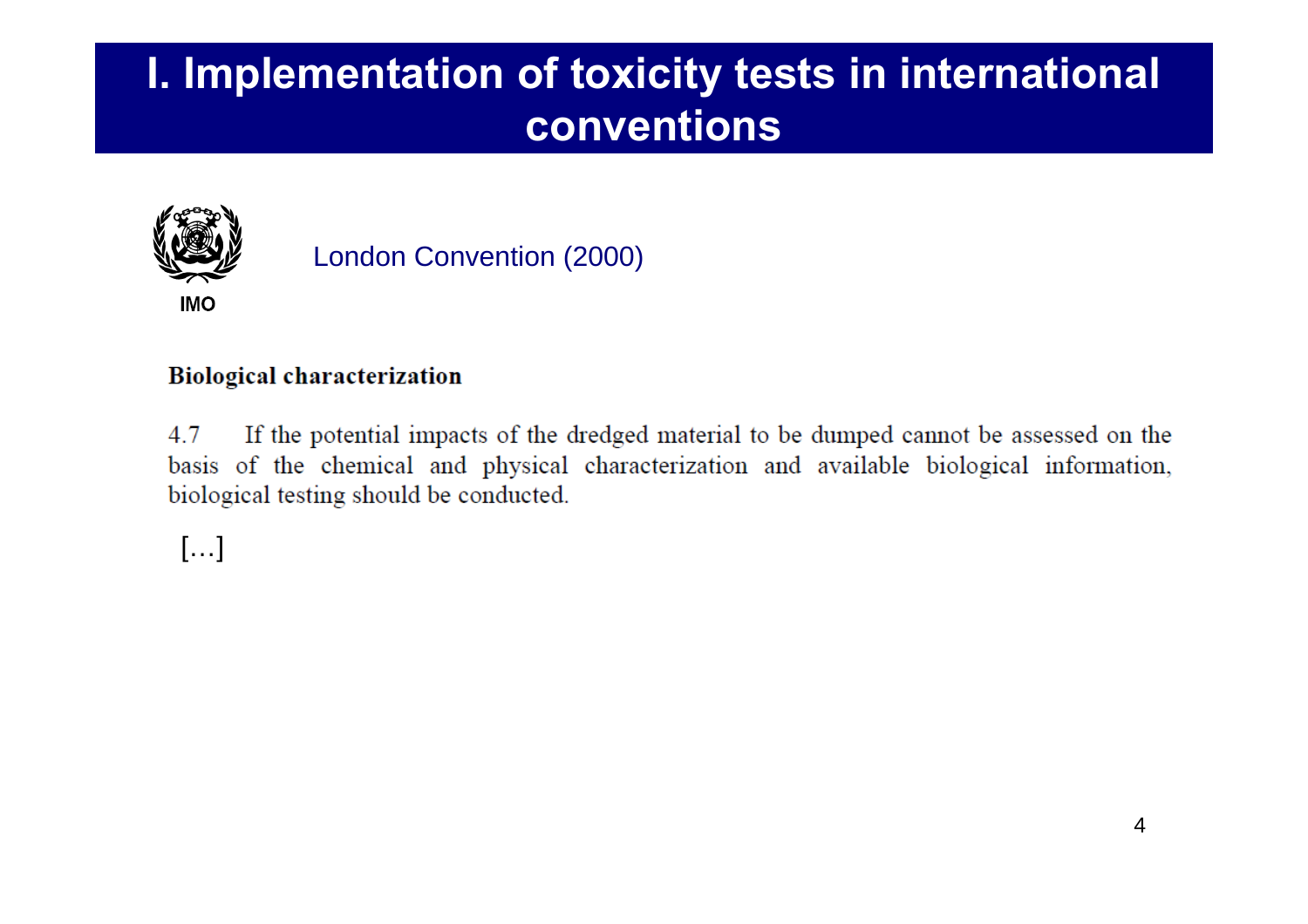# I. Implementation of toxicity tests in international conventions

IMO

London Convention (2000)

**Biological characterization**

4.7 If the potential impacts of the dredged material to be dumped cannot be assessed on the basis of the chemical and physical characterization and available biological information, biological testing should be conducted.

[…]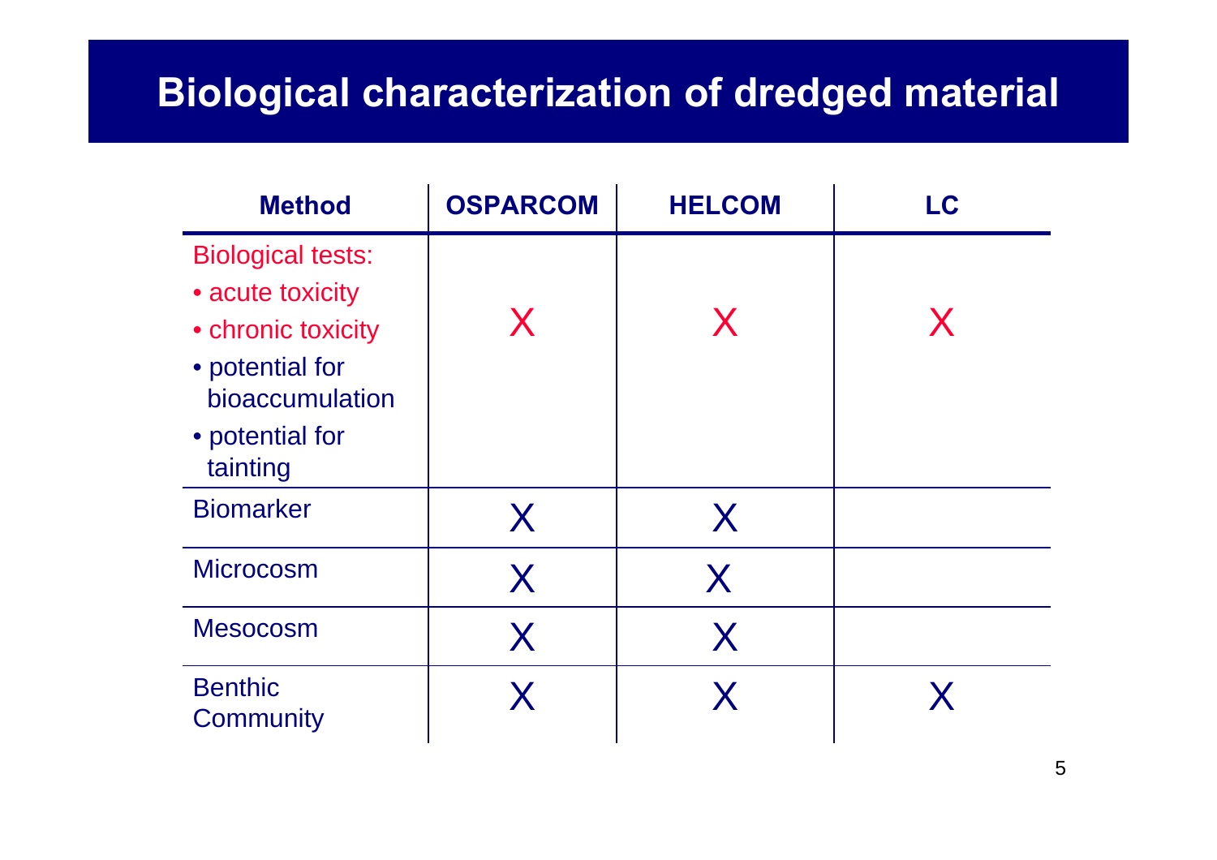# Biological characterization of dredged material

| Method | OSPARCOM | HELCOM | LC |
|---|---|---|---|
| Biological tests:<br>• acute toxicity<br>• chronic toxicity<br>• potential for bioaccumulation<br>• potential for tainting | X | X | X |
| Biomarker | X | X | |
| Microcosm | X | X | |
| Mesocosm | X | X | |
| Benthic Community | X | X | X |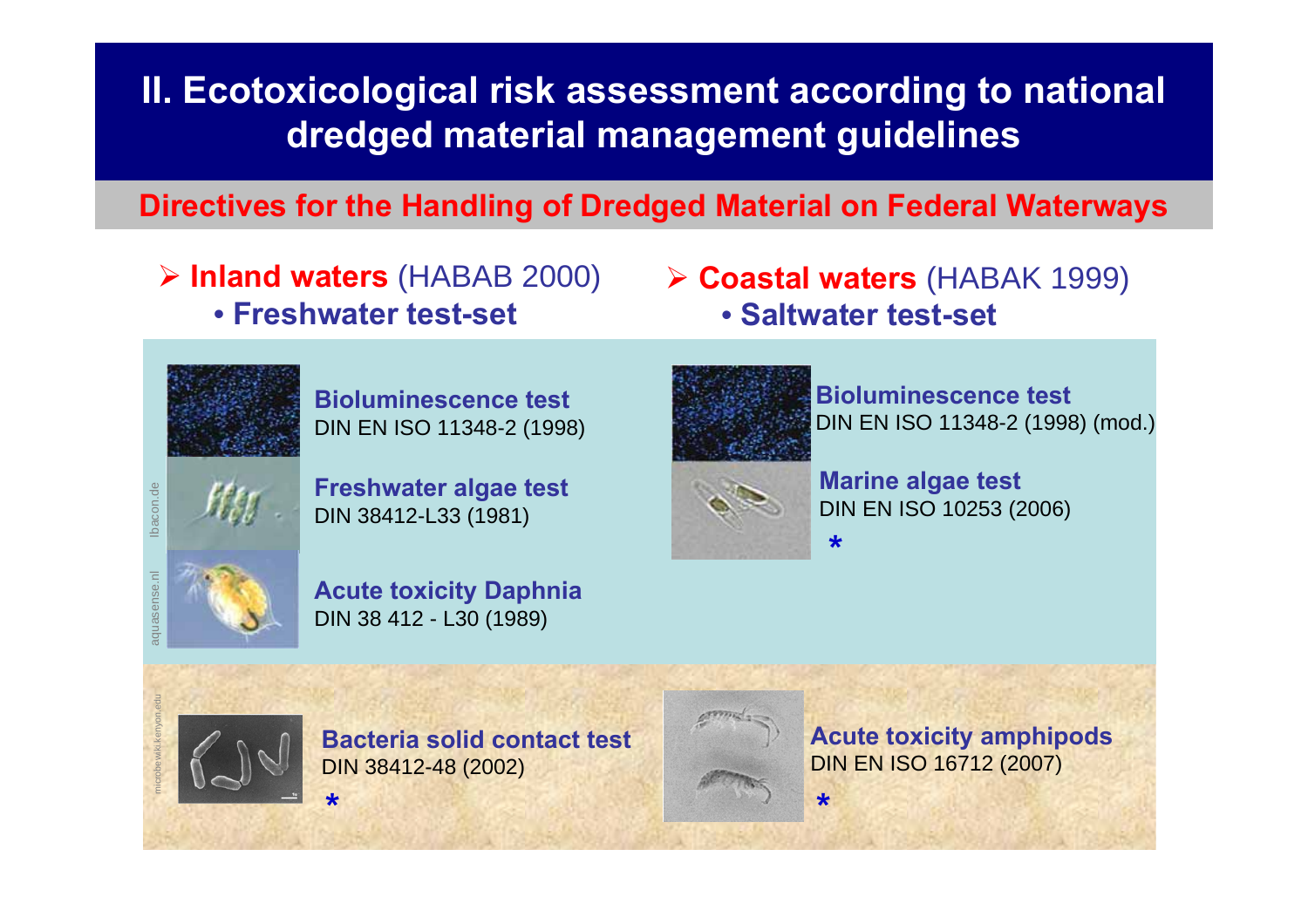# II. Ecotoxicological risk assessment according to national dredged material management guidelines

## Directives for the Handling of Dredged Material on Federal Waterways

- **Inland waters** (HABAB 2000)
  - **Freshwater test-set**

**Bioluminescence test**
DIN EN ISO 11348-2 (1998)

**Freshwater algae test**
DIN 38412-L33 (1981)

**Acute toxicity Daphnia**
DIN 38 412 - L30 (1989)

**Bacteria solid contact test**
DIN 38412-48 (2002)
*

- **Coastal waters** (HABAK 1999)
  - **Saltwater test-set**

**Bioluminescence test**
DIN EN ISO 11348-2 (1998) (mod.)

**Marine algae test**
DIN EN ISO 10253 (2006)
*

**Acute toxicity amphipods**
DIN EN ISO 16712 (2007)
*

lbacon.de

aquasense.nl

microbewiki.kenyon.edu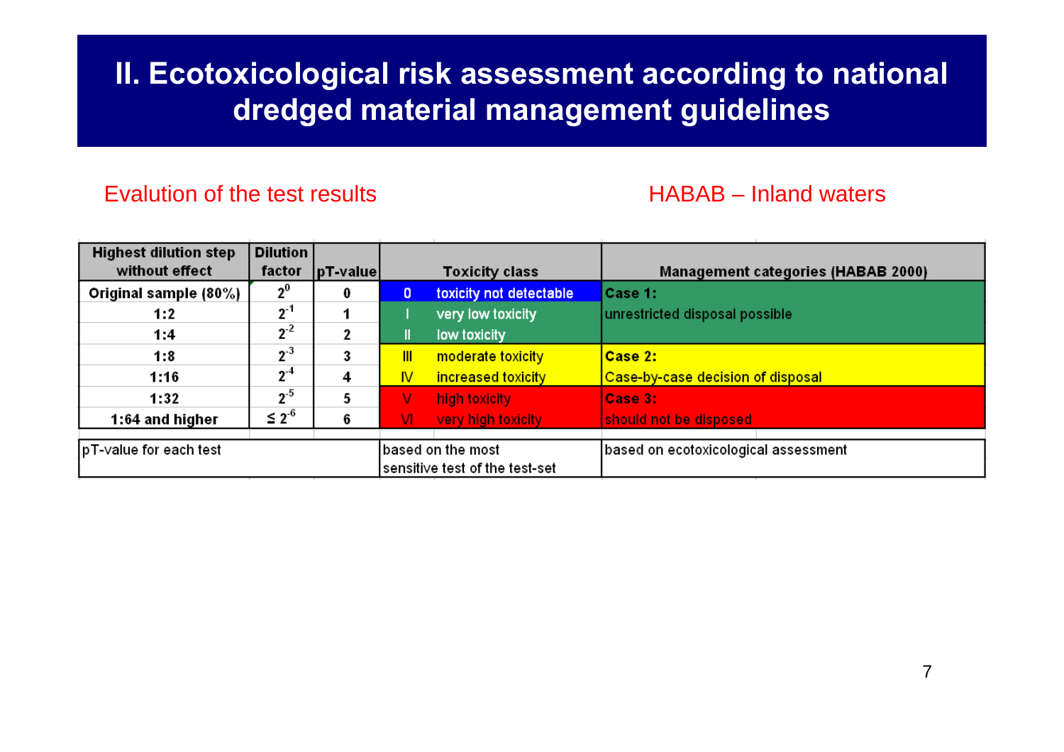# II. Ecotoxicological risk assessment according to national dredged material management guidelines

Evalution of the test results

HABAB – Inland waters

| Highest dilution step without effect | Dilution factor | pT-value | Toxicity class | | Management categories (HABAB 2000) |
|---|---|---|---|---|---|
| Original sample (80%) | $2^0$ | 0 | 0 | toxicity not detectable | **Case 1:** unrestricted disposal possible |
| 1:2 | $2^{-1}$ | 1 | I | very low toxicity | |
| 1:4 | $2^{-2}$ | 2 | II | low toxicity | |
| 1:8 | $2^{-3}$ | 3 | III | moderate toxicity | **Case 2:** Case-by-case decision of disposal |
| 1:16 | $2^{-4}$ | 4 | IV | increased toxicity | |
| 1:32 | $2^{-5}$ | 5 | V | high toxicity | **Case 3:** should not be disposed |
| 1:64 and higher | $\leq 2^{-6}$ | 6 | VI | very high toxicity | |
| pT-value for each test | | | based on the most sensitive test of the test-set | | based on ecotoxicological assessment |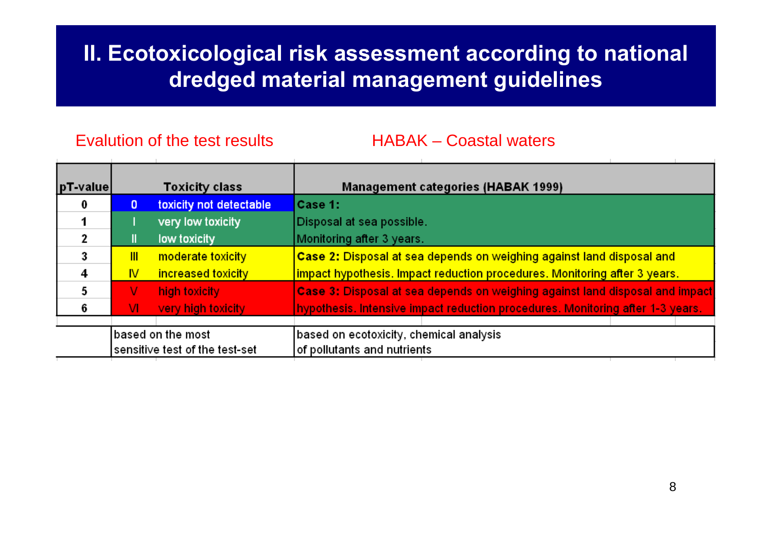# II. Ecotoxicological risk assessment according to national dredged material management guidelines

Evalution of the test results

HABAK – Coastal waters

| pT-value | Toxicity class | | Management categories (HABAK 1999) |
|---|---|---|---|
| 0 | 0 | toxicity not detectable | **Case 1:** |
| 1 | I | very low toxicity | Disposal at sea possible. |
| 2 | II | low toxicity | Monitoring after 3 years. |
| 3 | III | moderate toxicity | **Case 2:** Disposal at sea depends on weighing against land disposal and |
| 4 | IV | increased toxicity | impact hypothesis. Impact reduction procedures. Monitoring after 3 years. |
| 5 | V | high toxicity | **Case 3:** Disposal at sea depends on weighing against land disposal and impact |
| 6 | VI | very high toxicity | hypothesis. Intensive impact reduction procedures. Monitoring after 1-3 years. |
| | based on the most sensitive test of the test-set | | based on ecotoxicity, chemical analysis of pollutants and nutrients |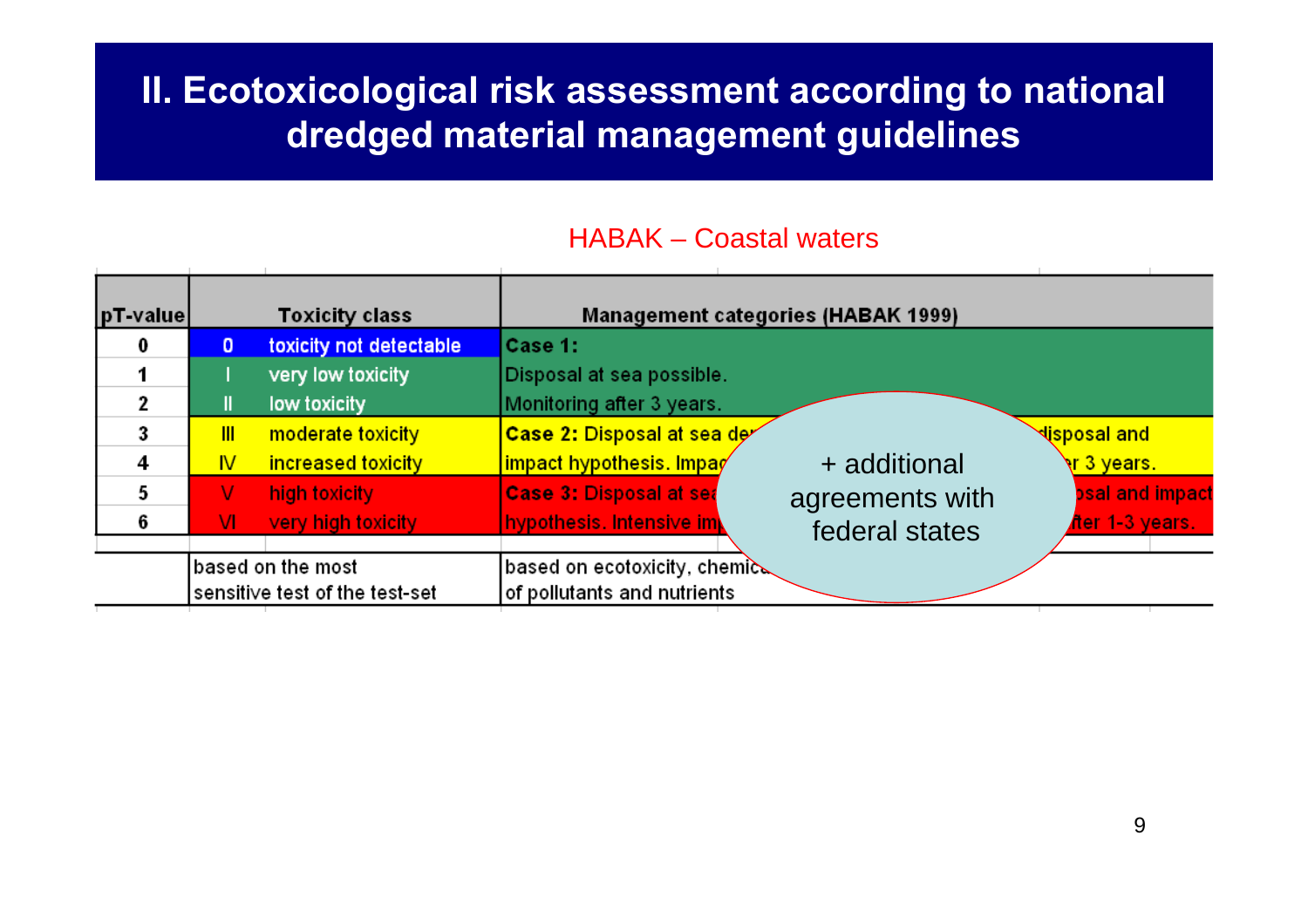# II. Ecotoxicological risk assessment according to national dredged material management guidelines

HABAK – Coastal waters

| pT-value | Toxicity class | | Management categories (HABAK 1999) |
|---|---|---|---|
| 0 | 0 | toxicity not detectable | **Case 1:** |
| 1 | I | very low toxicity | Disposal at sea possible. |
| 2 | II | low toxicity | Monitoring after 3 years. |
| 3 | III | moderate toxicity | **Case 2:** Disposal at sea de ... disposal and |
| 4 | IV | increased toxicity | impact hypothesis. Impac ... r 3 years. |
| 5 | V | high toxicity | **Case 3:** Disposal at sea ... osal and impact |
| 6 | VI | very high toxicity | hypothesis. Intensive im ... fter 1-3 years. |
| | based on the most sensitive test of the test-set | | based on ecotoxicity, chemic... of pollutants and nutrients |

+ additional agreements with federal states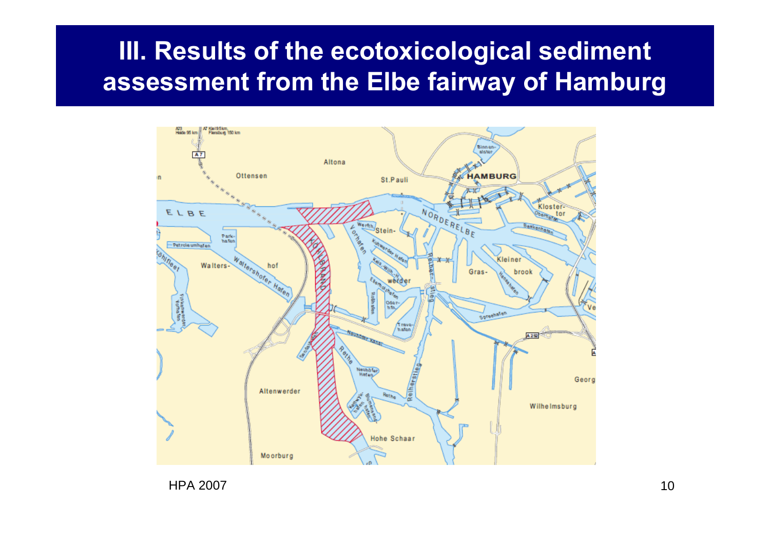# III. Results of the ecotoxicological sediment assessment from the Elbe fairway of Hamburg

HPA 2007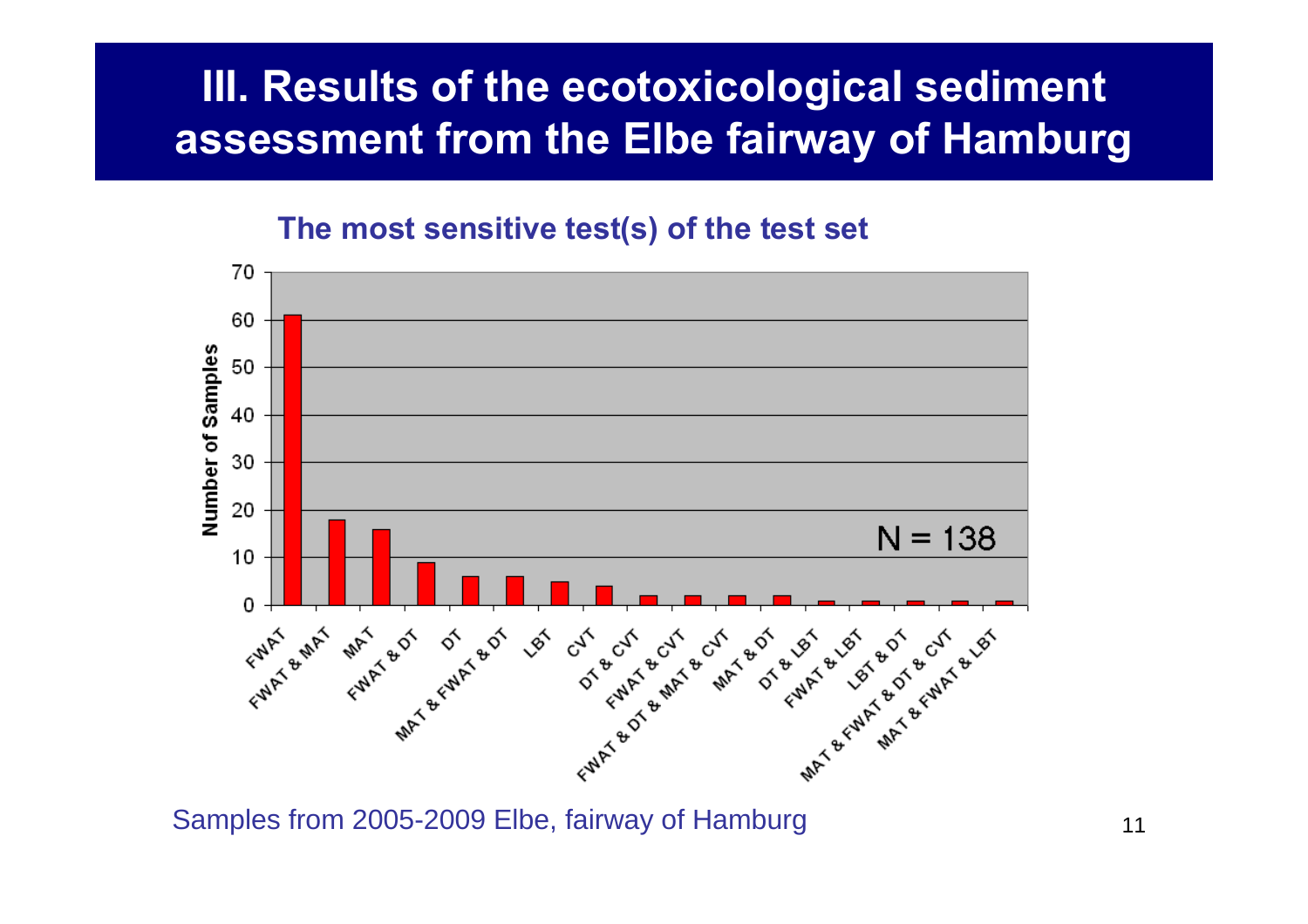# III. Results of the ecotoxicological sediment assessment from the Elbe fairway of Hamburg

**The most sensitive test(s) of the test set**

| Test(s) | Number of Samples |
|---|---|
| FWAT | 61 |
| FWAT & MAT | 18 |
| MAT | 16 |
| FWAT & DT | 9 |
| DT | 6 |
| MAT & FWAT & DT | 6 |
| LBT | 5 |
| CVT | 4 |
| DT & CVT | 2 |
| FWAT & CVT | 2 |
| FWAT & DT & MAT & CVT | 2 |
| MAT & DT | 2 |
| DT & LBT | 1 |
| FWAT & LBT | 1 |
| LBT & DT | 1 |
| MAT & FWAT & DT & CVT | 1 |
| MAT & FWAT & LBT | 1 |

N = 138

Samples from 2005-2009 Elbe, fairway of Hamburg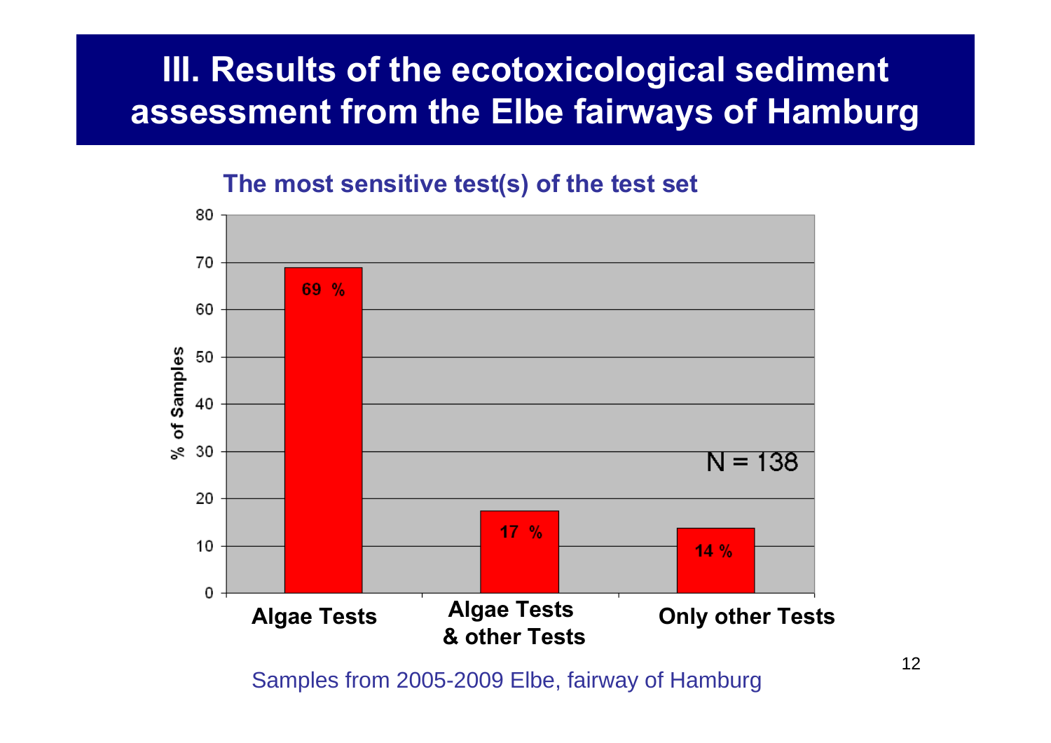# III. Results of the ecotoxicological sediment assessment from the Elbe fairways of Hamburg

**The most sensitive test(s) of the test set**

| | % of Samples |
|---|---|
| Algae Tests | 69 % |
| Algae Tests & other Tests | 17 % |
| Only other Tests | 14 % |

N = 138

Samples from 2005-2009 Elbe, fairway of Hamburg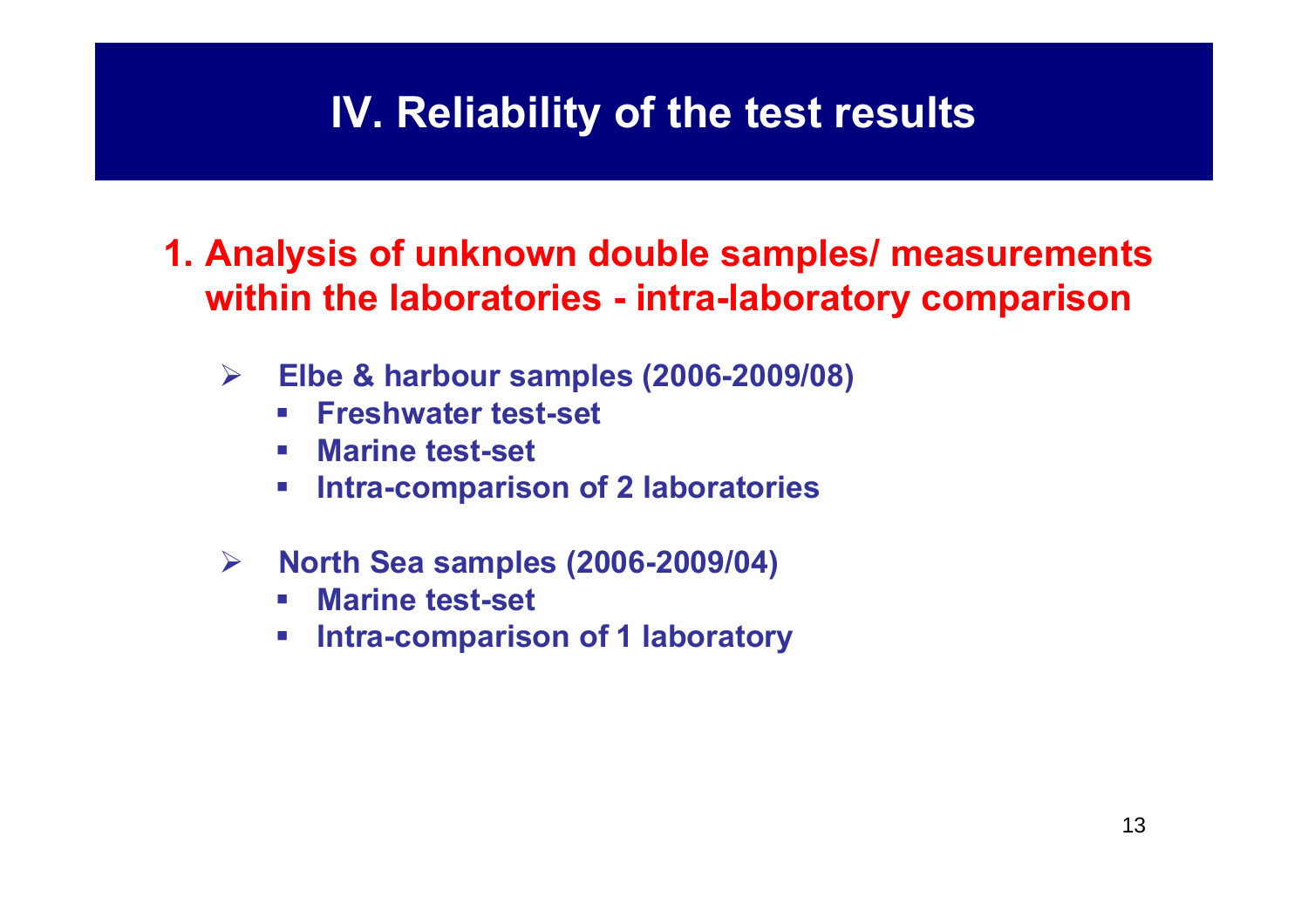# IV. Reliability of the test results

## 1. Analysis of unknown double samples/ measurements within the laboratories - intra-laboratory comparison

- **Elbe & harbour samples (2006-2009/08)**
  - **Freshwater test-set**
  - **Marine test-set**
  - **Intra-comparison of 2 laboratories**

- **North Sea samples (2006-2009/04)**
  - **Marine test-set**
  - **Intra-comparison of 1 laboratory**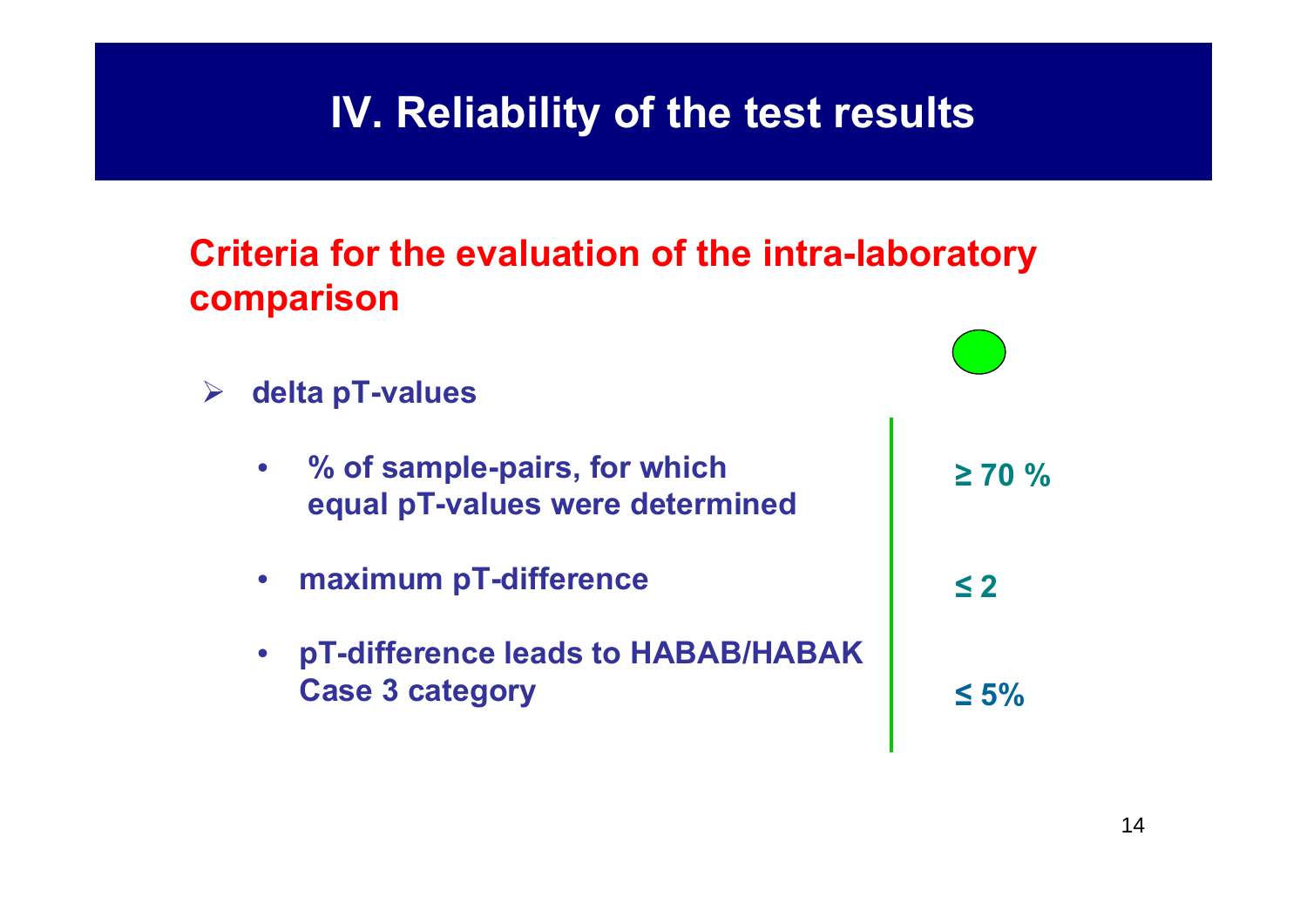# IV. Reliability of the test results

## Criteria for the evaluation of the intra-laboratory comparison

- **delta pT-values**

| Criterion | |
|---|---|
| % of sample-pairs, for which equal pT-values were determined | ≥ 70 % |
| maximum pT-difference | ≤ 2 |
| pT-difference leads to HABAB/HABAK Case 3 category | ≤ 5% |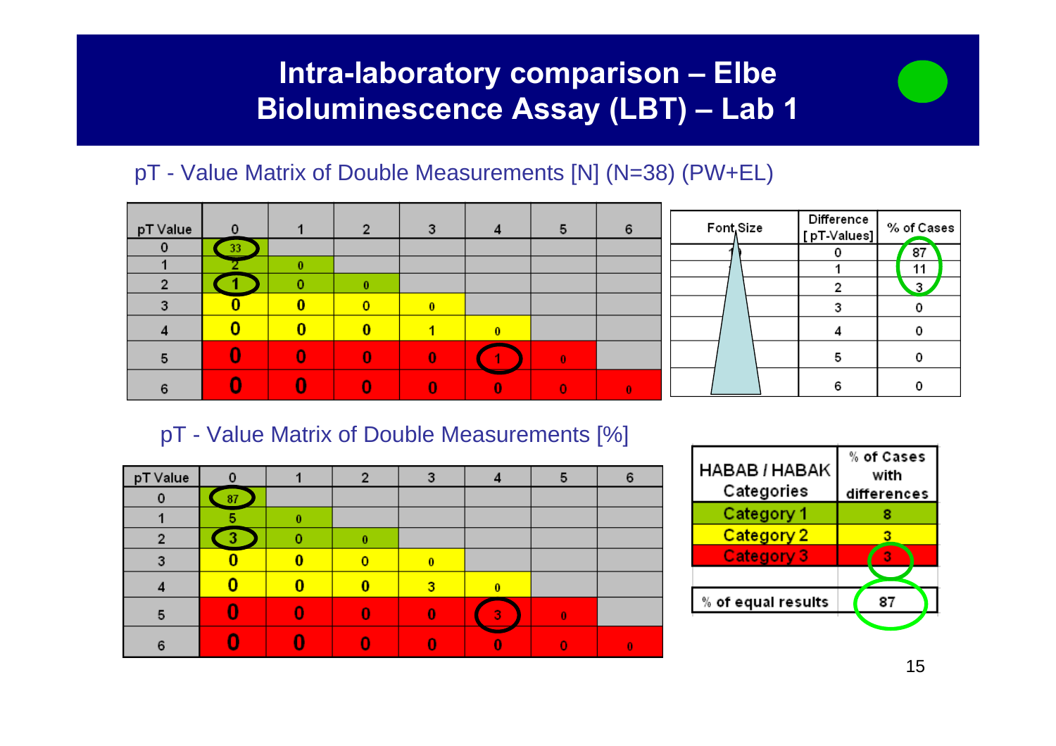# Intra-laboratory comparison – Elbe Bioluminescence Assay (LBT) – Lab 1

## pT - Value Matrix of Double Measurements [N] (N=38) (PW+EL)

| pT Value | 0 | 1 | 2 | 3 | 4 | 5 | 6 |
|---|---|---|---|---|---|---|---|
| 0 | 33 | | | | | | |
| 1 | 2 | 0 | | | | | |
| 2 | 1 | 0 | 0 | | | | |
| 3 | 0 | 0 | 0 | 0 | | | |
| 4 | 0 | 0 | 0 | 1 | 0 | | |
| 5 | 0 | 0 | 0 | 0 | 1 | 0 | |
| 6 | 0 | 0 | 0 | 0 | 0 | 0 | 0 |

| Font Size | Difference [pT-Values] | % of Cases |
|---|---|---|
| | 0 | 87 |
| | 1 | 11 |
| | 2 | 3 |
| | 3 | 0 |
| | 4 | 0 |
| | 5 | 0 |
| | 6 | 0 |

## pT - Value Matrix of Double Measurements [%]

| pT Value | 0 | 1 | 2 | 3 | 4 | 5 | 6 |
|---|---|---|---|---|---|---|---|
| 0 | 87 | | | | | | |
| 1 | 5 | 0 | | | | | |
| 2 | 3 | 0 | 0 | | | | |
| 3 | 0 | 0 | 0 | 0 | | | |
| 4 | 0 | 0 | 0 | 3 | 0 | | |
| 5 | 0 | 0 | 0 | 0 | 3 | 0 | |
| 6 | 0 | 0 | 0 | 0 | 0 | 0 | 0 |

| HABAB / HABAK Categories | % of Cases with differences |
|---|---|
| Category 1 | 8 |
| Category 2 | 3 |
| Category 3 | 3 |
| | |
| % of equal results | 87 |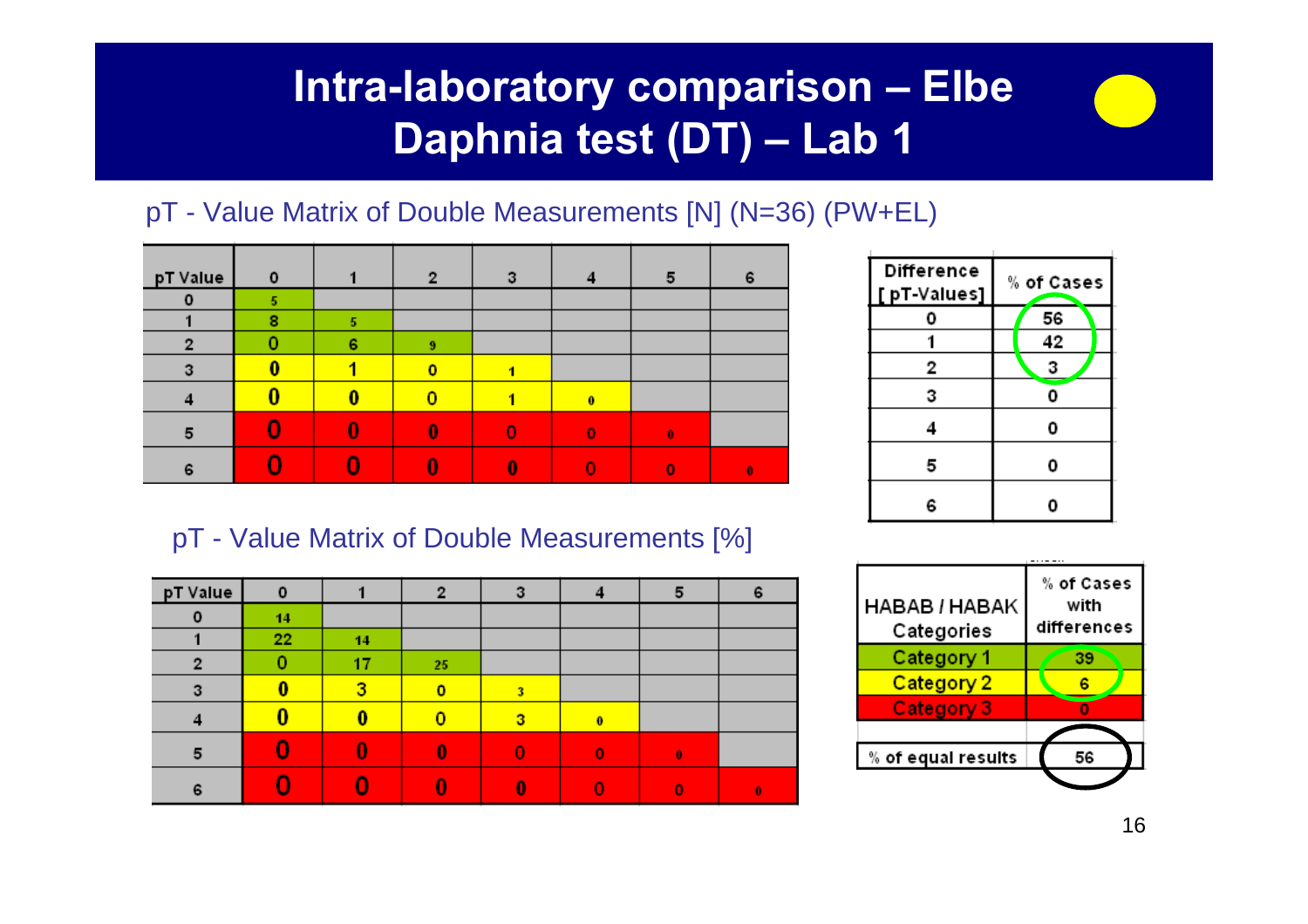# Intra-laboratory comparison – Elbe Daphnia test (DT) – Lab 1

pT - Value Matrix of Double Measurements [N] (N=36) (PW+EL)

| pT Value | 0 | 1 | 2 | 3 | 4 | 5 | 6 |
|---|---|---|---|---|---|---|---|
| 0 | 5 | | | | | | |
| 1 | 8 | 5 | | | | | |
| 2 | 0 | 6 | 9 | | | | |
| 3 | 0 | 1 | 0 | 1 | | | |
| 4 | 0 | 0 | 0 | 1 | 0 | | |
| 5 | 0 | 0 | 0 | 0 | 0 | 0 | |
| 6 | 0 | 0 | 0 | 0 | 0 | 0 | 0 |

| Difference [ pT-Values] | % of Cases |
|---|---|
| 0 | 56 |
| 1 | 42 |
| 2 | 3 |
| 3 | 0 |
| 4 | 0 |
| 5 | 0 |
| 6 | 0 |

pT - Value Matrix of Double Measurements [%]

| pT Value | 0 | 1 | 2 | 3 | 4 | 5 | 6 |
|---|---|---|---|---|---|---|---|
| 0 | 14 | | | | | | |
| 1 | 22 | 14 | | | | | |
| 2 | 0 | 17 | 25 | | | | |
| 3 | 0 | 3 | 0 | 3 | | | |
| 4 | 0 | 0 | 0 | 3 | 0 | | |
| 5 | 0 | 0 | 0 | 0 | 0 | 0 | |
| 6 | 0 | 0 | 0 | 0 | 0 | 0 | 0 |

| HABAB / HABAK Categories | % of Cases with differences |
|---|---|
| Category 1 | 39 |
| Category 2 | 6 |
| Category 3 | 0 |
| | |
| % of equal results | 56 |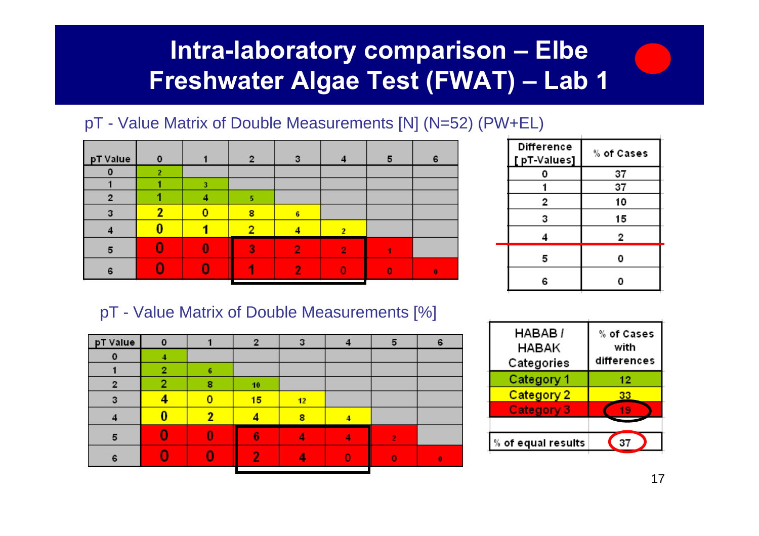# Intra-laboratory comparison – Elbe Freshwater Algae Test (FWAT) – Lab 1

pT - Value Matrix of Double Measurements [N] (N=52) (PW+EL)

| pT Value | 0 | 1 | 2 | 3 | 4 | 5 | 6 |
|---|---|---|---|---|---|---|---|
| 0 | 2 | | | | | | |
| 1 | 1 | 3 | | | | | |
| 2 | 1 | 4 | 5 | | | | |
| 3 | 2 | 0 | 8 | 6 | | | |
| 4 | 0 | 1 | 2 | 4 | 2 | | |
| 5 | 0 | 0 | 3 | 2 | 2 | 1 | |
| 6 | 0 | 0 | 1 | 2 | 0 | 0 | 0 |

| Difference [pT-Values] | % of Cases |
|---|---|
| 0 | 37 |
| 1 | 37 |
| 2 | 10 |
| 3 | 15 |
| 4 | 2 |
| 5 | 0 |
| 6 | 0 |

pT - Value Matrix of Double Measurements [%]

| pT Value | 0 | 1 | 2 | 3 | 4 | 5 | 6 |
|---|---|---|---|---|---|---|---|
| 0 | 4 | | | | | | |
| 1 | 2 | 6 | | | | | |
| 2 | 2 | 8 | 10 | | | | |
| 3 | 4 | 0 | 15 | 12 | | | |
| 4 | 0 | 2 | 4 | 8 | 4 | | |
| 5 | 0 | 0 | 6 | 4 | 4 | 2 | |
| 6 | 0 | 0 | 2 | 4 | 0 | 0 | 0 |

| HABAB / HABAK Categories | % of Cases with differences |
|---|---|
| Category 1 | 12 |
| Category 2 | 33 |
| Category 3 | 19 |
| % of equal results | 37 |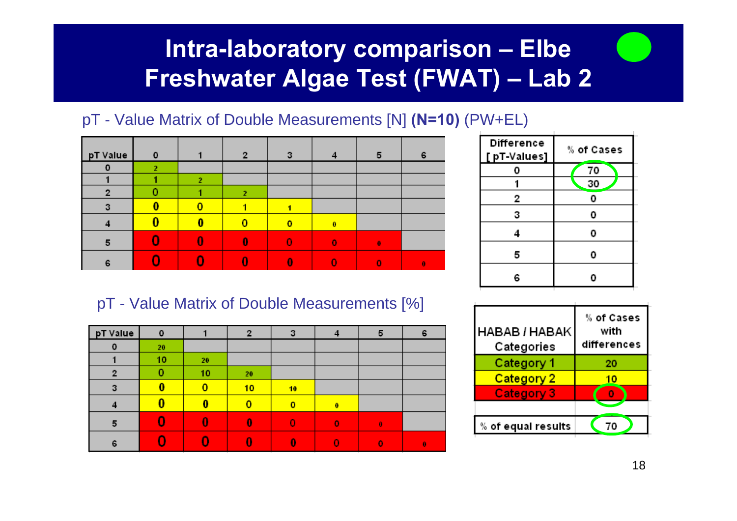# Intra-laboratory comparison – Elbe Freshwater Algae Test (FWAT) – Lab 2

pT - Value Matrix of Double Measurements [N] **(N=10)** (PW+EL)

| pT Value | 0 | 1 | 2 | 3 | 4 | 5 | 6 |
|---|---|---|---|---|---|---|---|
| 0 | 2 | | | | | | |
| 1 | 1 | 2 | | | | | |
| 2 | 0 | 1 | 2 | | | | |
| 3 | 0 | 0 | 1 | 1 | | | |
| 4 | 0 | 0 | 0 | 0 | 0 | | |
| 5 | 0 | 0 | 0 | 0 | 0 | 0 | |
| 6 | 0 | 0 | 0 | 0 | 0 | 0 | 0 |

| Difference [ pT-Values] | % of Cases |
|---|---|
| 0 | 70 |
| 1 | 30 |
| 2 | 0 |
| 3 | 0 |
| 4 | 0 |
| 5 | 0 |
| 6 | 0 |

pT - Value Matrix of Double Measurements [%]

| pT Value | 0 | 1 | 2 | 3 | 4 | 5 | 6 |
|---|---|---|---|---|---|---|---|
| 0 | 20 | | | | | | |
| 1 | 10 | 20 | | | | | |
| 2 | 0 | 10 | 20 | | | | |
| 3 | 0 | 0 | 10 | 10 | | | |
| 4 | 0 | 0 | 0 | 0 | 0 | | |
| 5 | 0 | 0 | 0 | 0 | 0 | 0 | |
| 6 | 0 | 0 | 0 | 0 | 0 | 0 | 0 |

| HABAB / HABAK Categories | % of Cases with differences |
|---|---|
| Category 1 | 20 |
| Category 2 | 10 |
| Category 3 | 0 |
| | |
| % of equal results | 70 |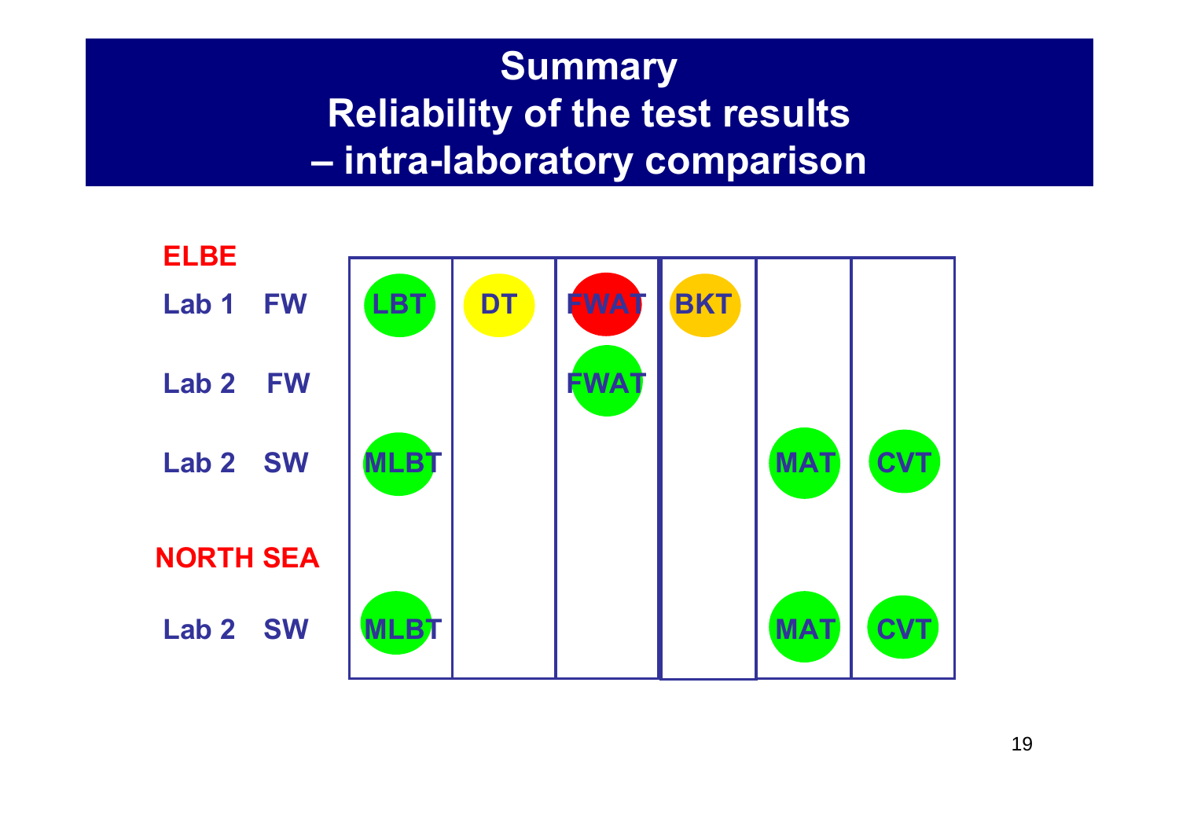# Summary
# Reliability of the test results – intra-laboratory comparison

| | | | | | | |
|---|---|---|---|---|---|---|
| **ELBE** | | | | | | |
| **Lab 1 FW** | LBT | DT | FWAT | BKT | | |
| **Lab 2 FW** | | | FWAT | | | |
| **Lab 2 SW** | MLBT | | | | MAT | CVT |
| **NORTH SEA** | | | | | | |
| **Lab 2 SW** | MLBT | | | | MAT | CVT |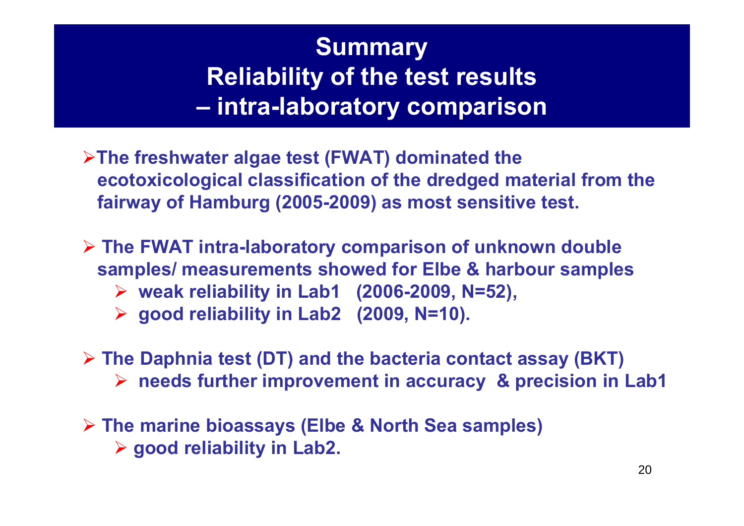# Summary
# Reliability of the test results – intra-laboratory comparison

- **The freshwater algae test (FWAT) dominated the ecotoxicological classification of the dredged material from the fairway of Hamburg (2005-2009) as most sensitive test.**

- **The FWAT intra-laboratory comparison of unknown double samples/ measurements showed for Elbe & harbour samples**
  - **weak reliability in Lab1 (2006-2009, N=52),**
  - **good reliability in Lab2 (2009, N=10).**

- **The Daphnia test (DT) and the bacteria contact assay (BKT)**
  - **needs further improvement in accuracy & precision in Lab1**

- **The marine bioassays (Elbe & North Sea samples)**
  - **good reliability in Lab2.**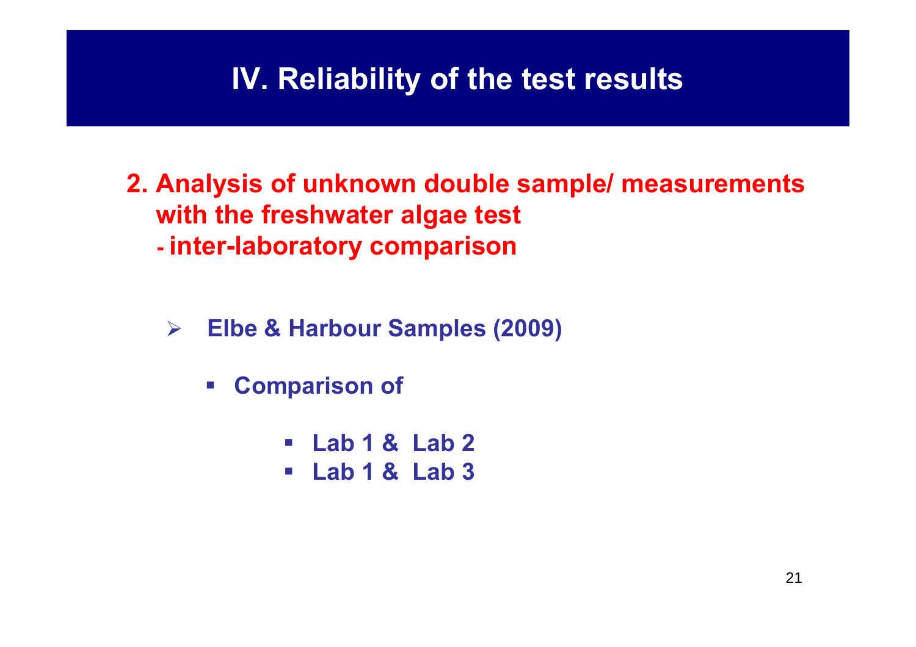# IV. Reliability of the test results

## 2. Analysis of unknown double sample/ measurements with the freshwater algae test - inter-laboratory comparison

- **Elbe & Harbour Samples (2009)**
  - **Comparison of**
    - **Lab 1 & Lab 2**
    - **Lab 1 & Lab 3**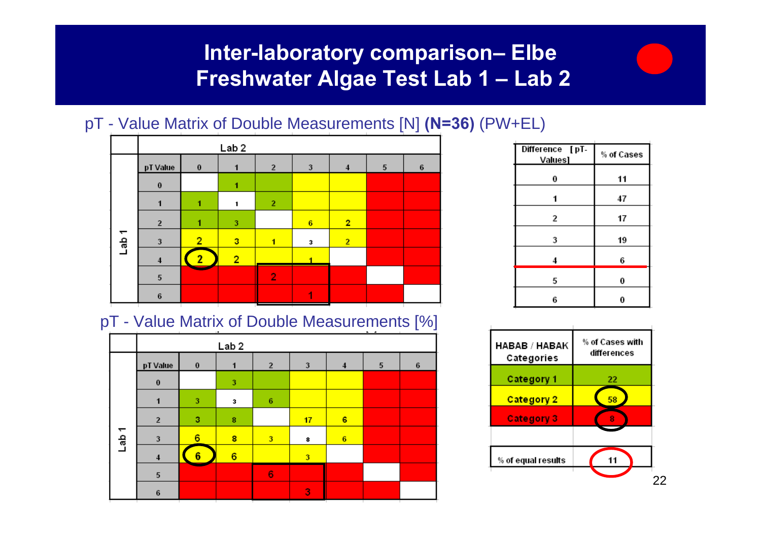# Inter-laboratory comparison– Elbe Freshwater Algae Test Lab 1 – Lab 2

pT - Value Matrix of Double Measurements [N] **(N=36)** (PW+EL)

| Lab 1 \ Lab 2 (pT Value) | 0 | 1 | 2 | 3 | 4 | 5 | 6 |
|---|---|---|---|---|---|---|---|
| 0 | | 1 | | | | | |
| 1 | 1 | 1 | 2 | | | | |
| 2 | 1 | 3 | | 6 | 2 | | |
| 3 | 2 | 3 | 1 | 3 | 2 | | |
| 4 | 2 | 2 | | 1 | | | |
| 5 | | | 2 | | | | |
| 6 | | | | 1 | | | |

| Difference [pT-Values] | % of Cases |
|---|---|
| 0 | 11 |
| 1 | 47 |
| 2 | 17 |
| 3 | 19 |
| 4 | 6 |
| 5 | 0 |
| 6 | 0 |

pT - Value Matrix of Double Measurements [%]

| Lab 1 \ Lab 2 (pT Value) | 0 | 1 | 2 | 3 | 4 | 5 | 6 |
|---|---|---|---|---|---|---|---|
| 0 | | 3 | | | | | |
| 1 | 3 | 3 | 6 | | | | |
| 2 | 3 | 8 | | 17 | 6 | | |
| 3 | 6 | 8 | 3 | 8 | 6 | | |
| 4 | 6 | 6 | | 3 | | | |
| 5 | | | 6 | | | | |
| 6 | | | | 3 | | | |

| HABAB / HABAK Categories | % of Cases with differences |
|---|---|
| Category 1 | 22 |
| Category 2 | 58 |
| Category 3 | 8 |
| | |
| % of equal results | 11 |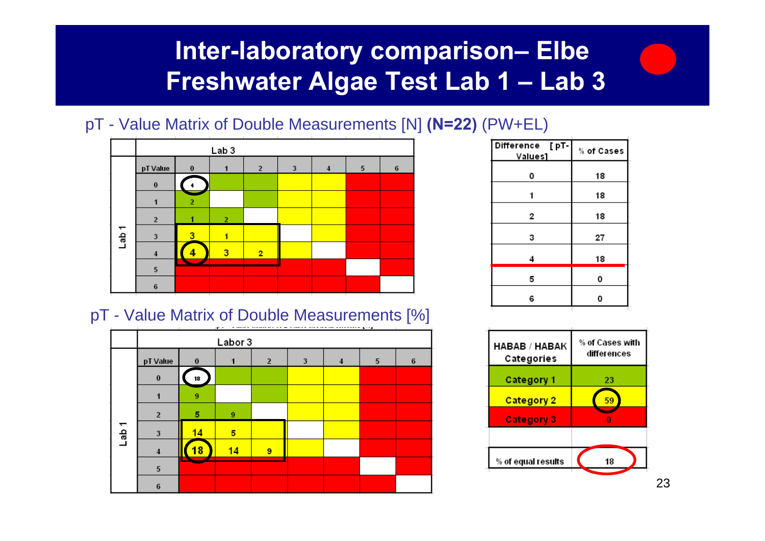# Inter-laboratory comparison– Elbe Freshwater Algae Test Lab 1 – Lab 3

pT - Value Matrix of Double Measurements [N] **(N=22)** (PW+EL)

| | pT Value | Lab 3: 0 | 1 | 2 | 3 | 4 | 5 | 6 |
|---|---|---|---|---|---|---|---|---|
| Lab 1 | 0 | 4 | | | | | | |
| | 1 | 2 | | | | | | |
| | 2 | 1 | 2 | | | | | |
| | 3 | 3 | 1 | | | | | |
| | 4 | 4 | 3 | 2 | | | | |
| | 5 | | | | | | | |
| | 6 | | | | | | | |

| Difference [pT-Values] | % of Cases |
|---|---|
| 0 | 18 |
| 1 | 18 |
| 2 | 18 |
| 3 | 27 |
| 4 | 18 |
| 5 | 0 |
| 6 | 0 |

pT - Value Matrix of Double Measurements [%]

| | pT Value | Labor 3: 0 | 1 | 2 | 3 | 4 | 5 | 6 |
|---|---|---|---|---|---|---|---|---|
| Lab 1 | 0 | 18 | | | | | | |
| | 1 | 9 | | | | | | |
| | 2 | 5 | 9 | | | | | |
| | 3 | 14 | 5 | | | | | |
| | 4 | 18 | 14 | 9 | | | | |
| | 5 | | | | | | | |
| | 6 | | | | | | | |

| HABAB / HABAK Categories | % of Cases with differences |
|---|---|
| Category 1 | 23 |
| Category 2 | 59 |
| Category 3 | 0 |
| | |
| % of equal results | 18 |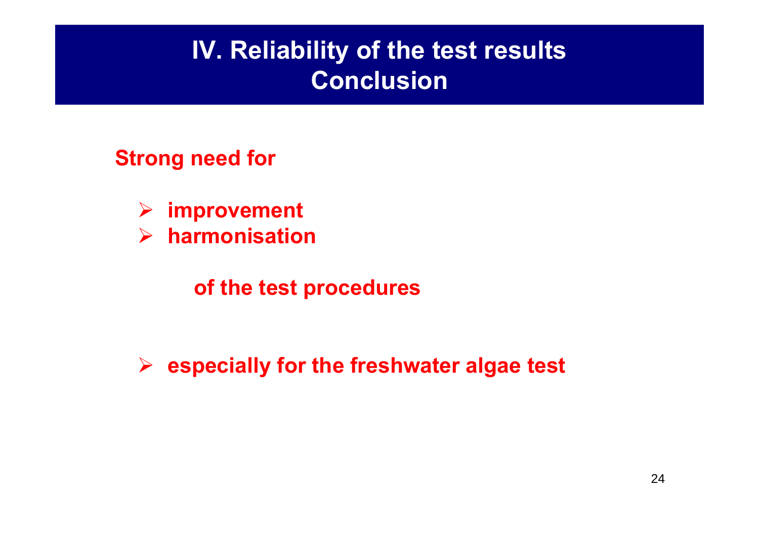# IV. Reliability of the test results
## Conclusion

**Strong need for**

- **improvement**
- **harmonisation**

**of the test procedures**

- **especially for the freshwater algae test**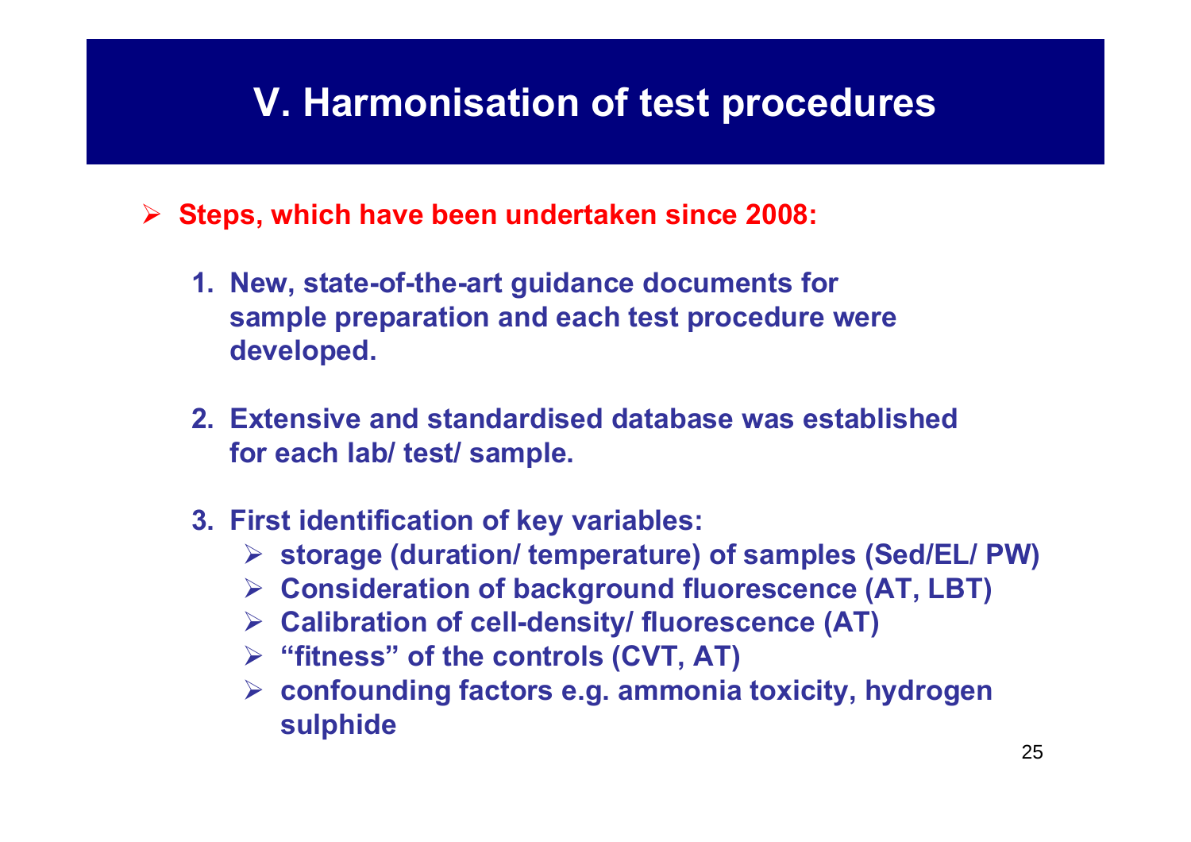# V. Harmonisation of test procedures

- **Steps, which have been undertaken since 2008:**

  1. **New, state-of-the-art guidance documents for sample preparation and each test procedure were developed.**

  2. **Extensive and standardised database was established for each lab/ test/ sample.**

  3. **First identification of key variables:**
     - **storage (duration/ temperature) of samples (Sed/EL/ PW)**
     - **Consideration of background fluorescence (AT, LBT)**
     - **Calibration of cell-density/ fluorescence (AT)**
     - **"fitness" of the controls (CVT, AT)**
     - **confounding factors e.g. ammonia toxicity, hydrogen sulphide**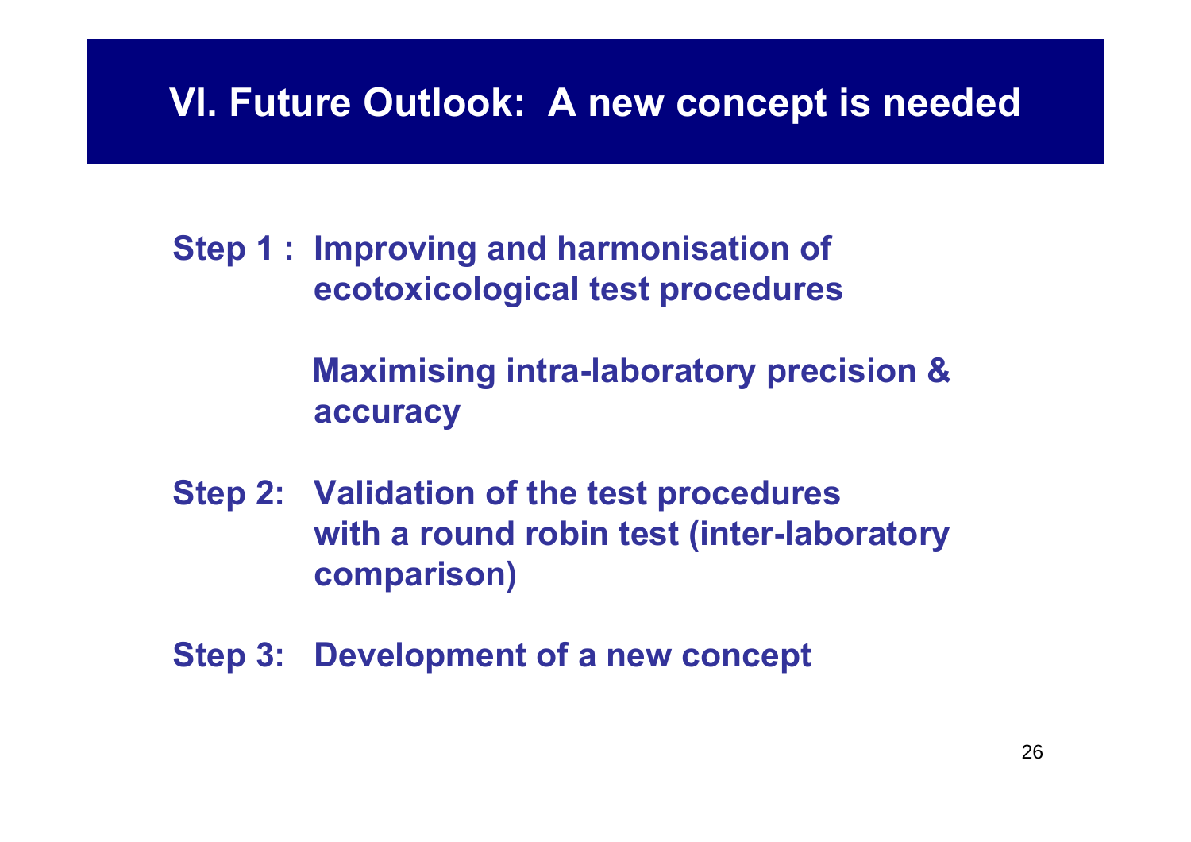# VI. Future Outlook: A new concept is needed

**Step 1 : Improving and harmonisation of ecotoxicological test procedures**

**Maximising intra-laboratory precision & accuracy**

**Step 2: Validation of the test procedures with a round robin test (inter-laboratory comparison)**

**Step 3: Development of a new concept**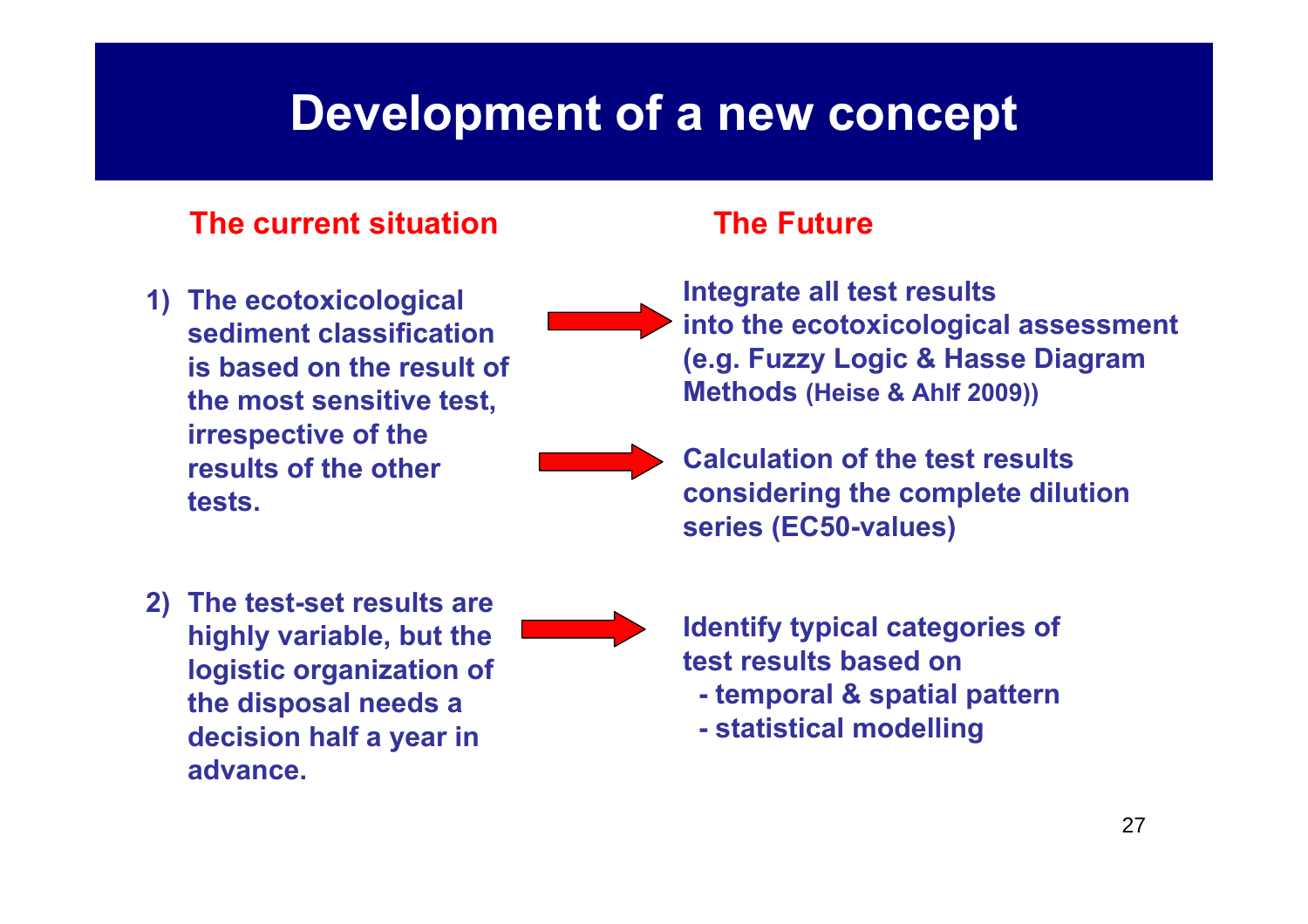# Development of a new concept

| The current situation | The Future |
| --- | --- |
| 1) The ecotoxicological sediment classification is based on the result of the most sensitive test, irrespective of the results of the other tests. | → Integrate all test results into the ecotoxicological assessment (e.g. Fuzzy Logic & Hasse Diagram Methods (Heise & Ahlf 2009)) |
| | → Calculation of the test results considering the complete dilution series (EC50-values) |
| 2) The test-set results are highly variable, but the logistic organization of the disposal needs a decision half a year in advance. | → Identify typical categories of test results based on<br>- temporal & spatial pattern<br>- statistical modelling |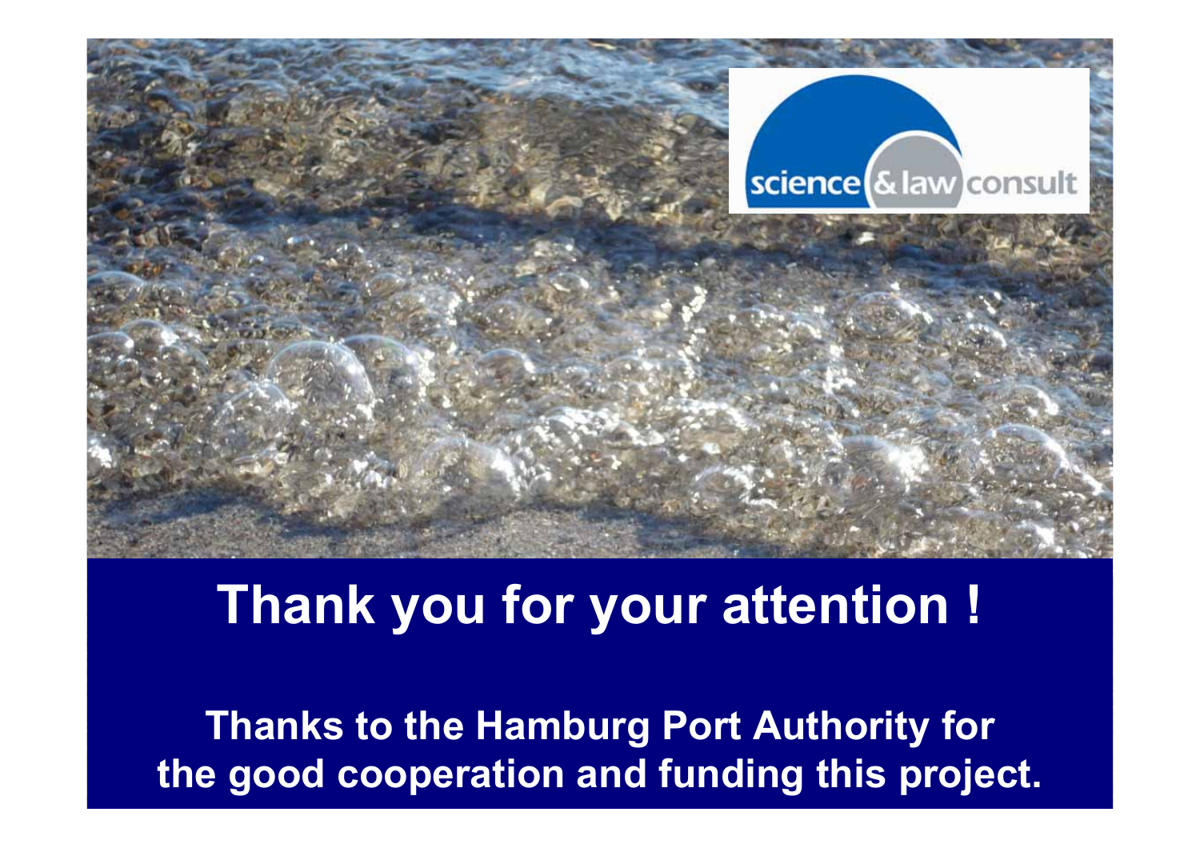science & law consult

# Thank you for your attention !

**Thanks to the Hamburg Port Authority for the good cooperation and funding this project.**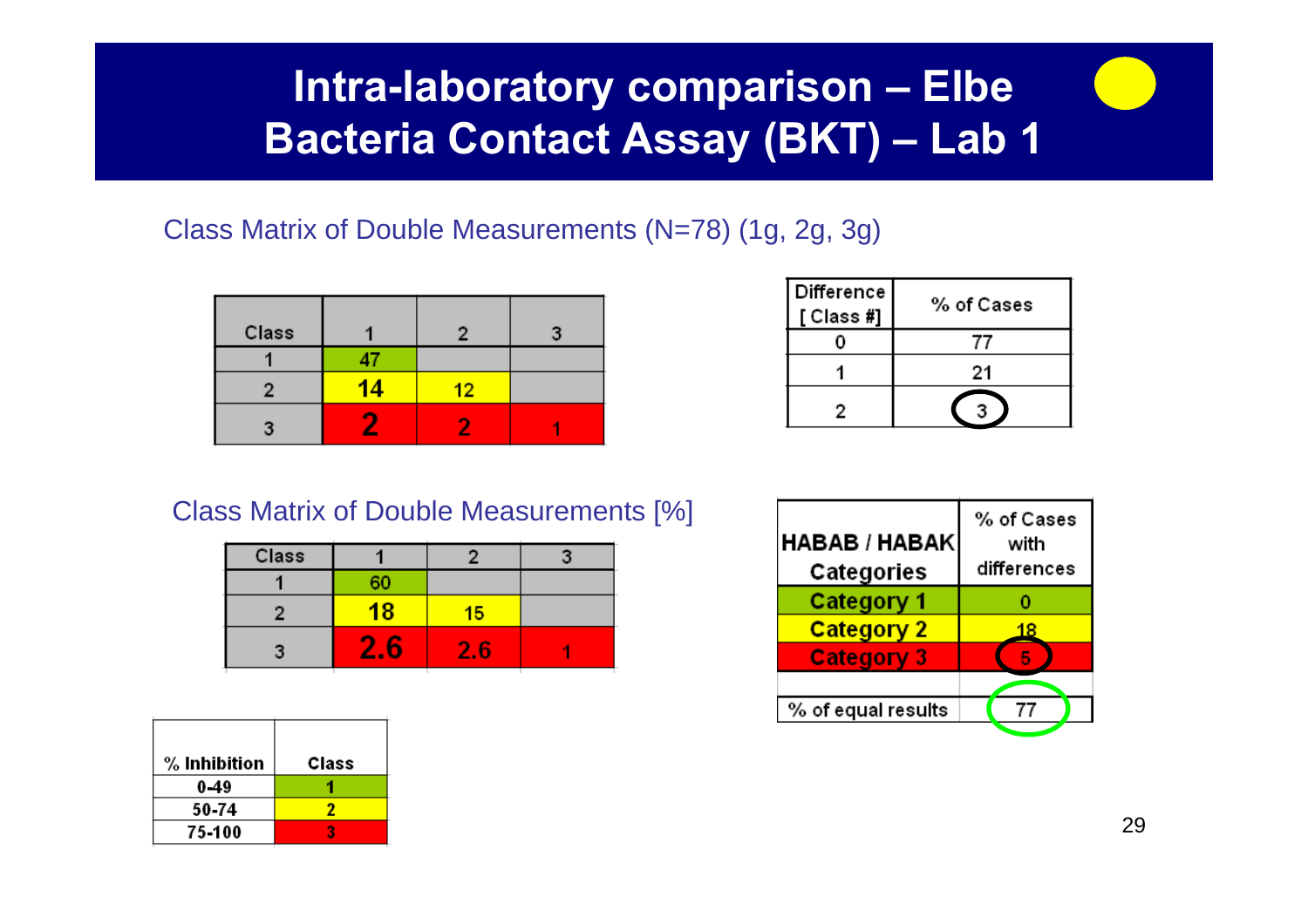# Intra-laboratory comparison – Elbe Bacteria Contact Assay (BKT) – Lab 1

Class Matrix of Double Measurements (N=78) (1g, 2g, 3g)

| Class | 1 | 2 | 3 |
|---|---|---|---|
| 1 | 47 | | |
| 2 | 14 | 12 | |
| 3 | 2 | 2 | 1 |

| Difference [Class #] | % of Cases |
|---|---|
| 0 | 77 |
| 1 | 21 |
| 2 | 3 |

Class Matrix of Double Measurements [%]

| Class | 1 | 2 | 3 |
|---|---|---|---|
| 1 | 60 | | |
| 2 | 18 | 15 | |
| 3 | 2.6 | 2.6 | 1 |

| HABAB / HABAK Categories | % of Cases with differences |
|---|---|
| Category 1 | 0 |
| Category 2 | 18 |
| Category 3 | 5 |
| | |
| % of equal results | 77 |

| % Inhibition | Class |
|---|---|
| 0-49 | 1 |
| 50-74 | 2 |
| 75-100 | 3 |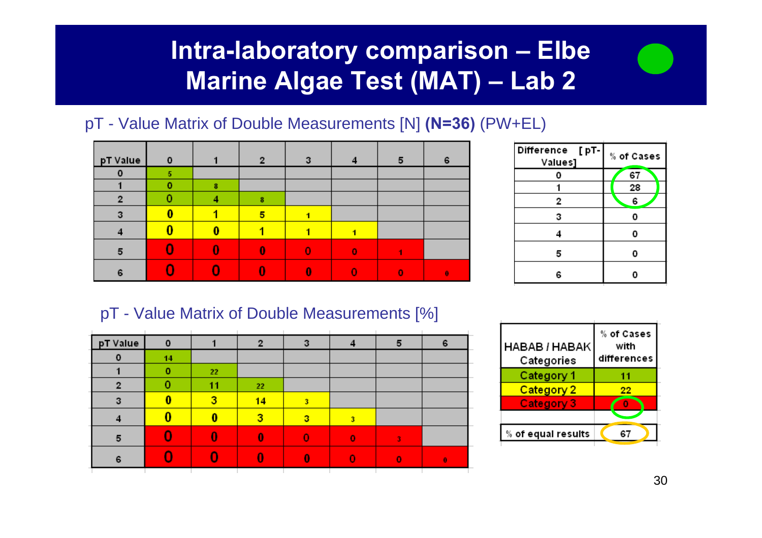# Intra-laboratory comparison – Elbe Marine Algae Test (MAT) – Lab 2

pT - Value Matrix of Double Measurements [N] **(N=36)** (PW+EL)

| pT Value | 0 | 1 | 2 | 3 | 4 | 5 | 6 |
|---|---|---|---|---|---|---|---|
| 0 | 5 | | | | | | |
| 1 | 0 | 8 | | | | | |
| 2 | 0 | 4 | 8 | | | | |
| 3 | 0 | 1 | 5 | 1 | | | |
| 4 | 0 | 0 | 1 | 1 | 1 | | |
| 5 | 0 | 0 | 0 | 0 | 0 | 1 | |
| 6 | 0 | 0 | 0 | 0 | 0 | 0 | 0 |

| Difference [pT-Values] | % of Cases |
|---|---|
| 0 | 67 |
| 1 | 28 |
| 2 | 6 |
| 3 | 0 |
| 4 | 0 |
| 5 | 0 |
| 6 | 0 |

pT - Value Matrix of Double Measurements [%]

| pT Value | 0 | 1 | 2 | 3 | 4 | 5 | 6 |
|---|---|---|---|---|---|---|---|
| 0 | 14 | | | | | | |
| 1 | 0 | 22 | | | | | |
| 2 | 0 | 11 | 22 | | | | |
| 3 | 0 | 3 | 14 | 3 | | | |
| 4 | 0 | 0 | 3 | 3 | 3 | | |
| 5 | 0 | 0 | 0 | 0 | 0 | 3 | |
| 6 | 0 | 0 | 0 | 0 | 0 | 0 | 0 |

| HABAB / HABAK Categories | % of Cases with differences |
|---|---|
| Category 1 | 11 |
| Category 2 | 22 |
| Category 3 | 0 |
| % of equal results | 67 |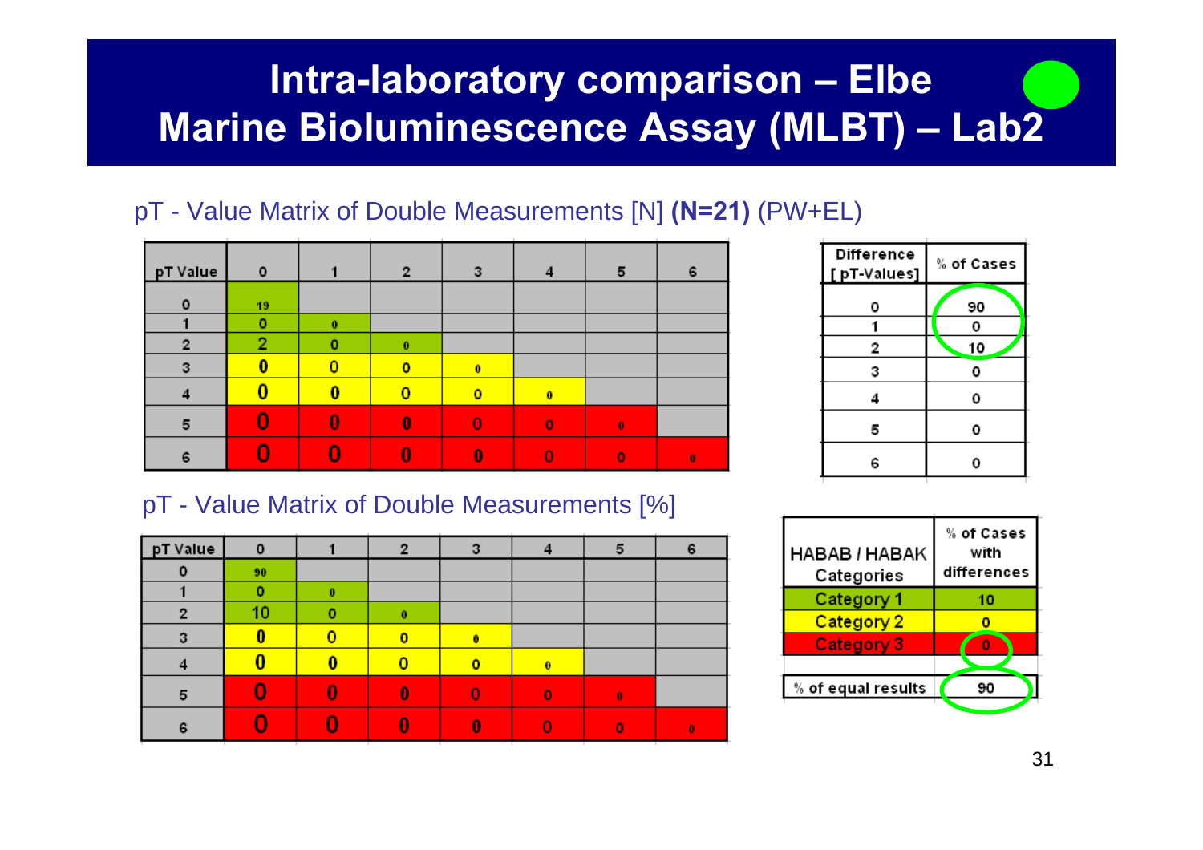# Intra-laboratory comparison – Elbe
# Marine Bioluminescence Assay (MLBT) – Lab2

pT - Value Matrix of Double Measurements [N] **(N=21)** (PW+EL)

| pT Value | 0 | 1 | 2 | 3 | 4 | 5 | 6 |
|---|---|---|---|---|---|---|---|
| 0 | 19 | | | | | | |
| 1 | 0 | 0 | | | | | |
| 2 | 2 | 0 | 0 | | | | |
| 3 | 0 | 0 | 0 | 0 | | | |
| 4 | 0 | 0 | 0 | 0 | 0 | | |
| 5 | 0 | 0 | 0 | 0 | 0 | 0 | |
| 6 | 0 | 0 | 0 | 0 | 0 | 0 | 0 |

| Difference [ pT-Values] | % of Cases |
|---|---|
| 0 | 90 |
| 1 | 0 |
| 2 | 10 |
| 3 | 0 |
| 4 | 0 |
| 5 | 0 |
| 6 | 0 |

pT - Value Matrix of Double Measurements [%]

| pT Value | 0 | 1 | 2 | 3 | 4 | 5 | 6 |
|---|---|---|---|---|---|---|---|
| 0 | 90 | | | | | | |
| 1 | 0 | 0 | | | | | |
| 2 | 10 | 0 | 0 | | | | |
| 3 | 0 | 0 | 0 | 0 | | | |
| 4 | 0 | 0 | 0 | 0 | 0 | | |
| 5 | 0 | 0 | 0 | 0 | 0 | 0 | |
| 6 | 0 | 0 | 0 | 0 | 0 | 0 | 0 |

| HABAB / HABAK Categories | % of Cases with differences |
|---|---|
| Category 1 | 10 |
| Category 2 | 0 |
| Category 3 | 0 |
| % of equal results | 90 |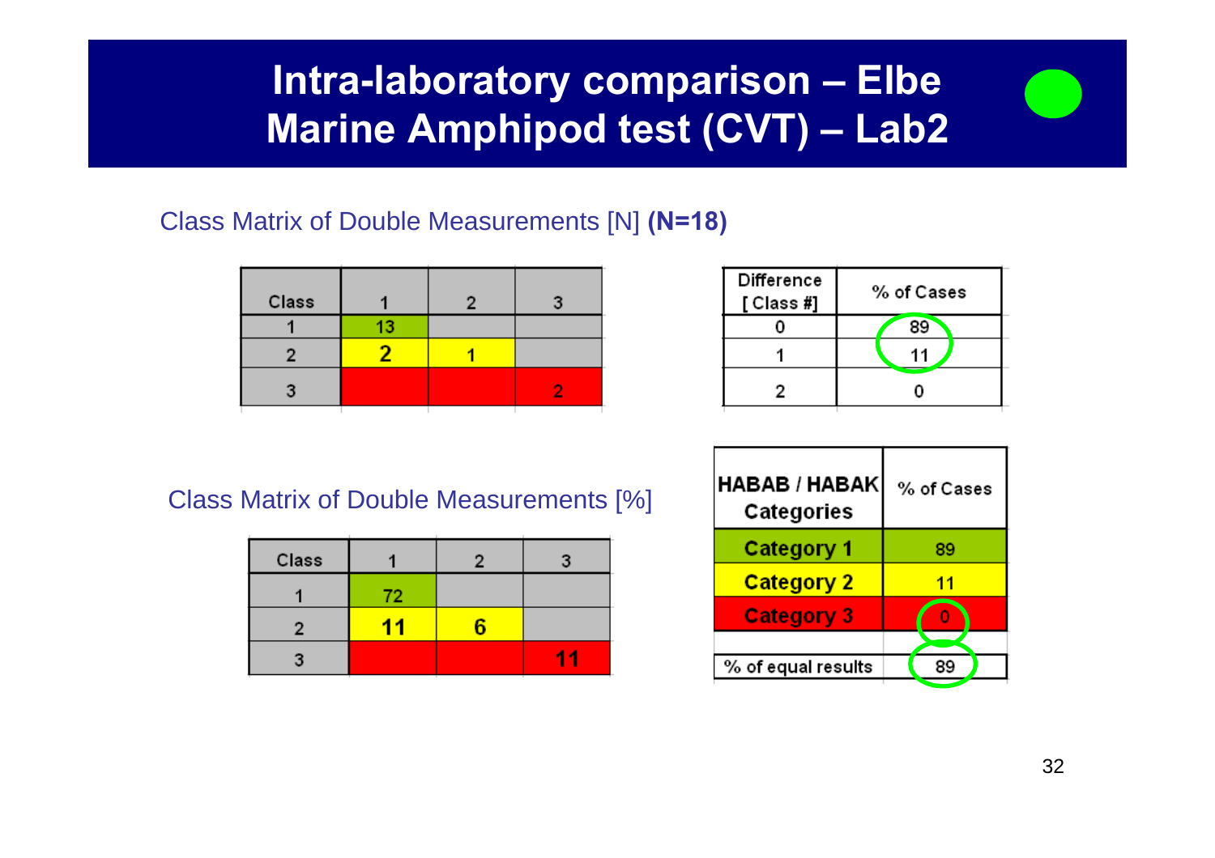# Intra-laboratory comparison – Elbe Marine Amphipod test (CVT) – Lab2

Class Matrix of Double Measurements [N] **(N=18)**

| Class | 1 | 2 | 3 |
|---|---|---|---|
| 1 | 13 | | |
| 2 | 2 | 1 | |
| 3 | | | 2 |

| Difference [ Class #] | % of Cases |
|---|---|
| 0 | 89 |
| 1 | 11 |
| 2 | 0 |

Class Matrix of Double Measurements [%]

| Class | 1 | 2 | 3 |
|---|---|---|---|
| 1 | 72 | | |
| 2 | 11 | 6 | |
| 3 | | | 11 |

| HABAB / HABAK Categories | % of Cases |
|---|---|
| Category 1 | 89 |
| Category 2 | 11 |
| Category 3 | 0 |
| | |
| % of equal results | 89 |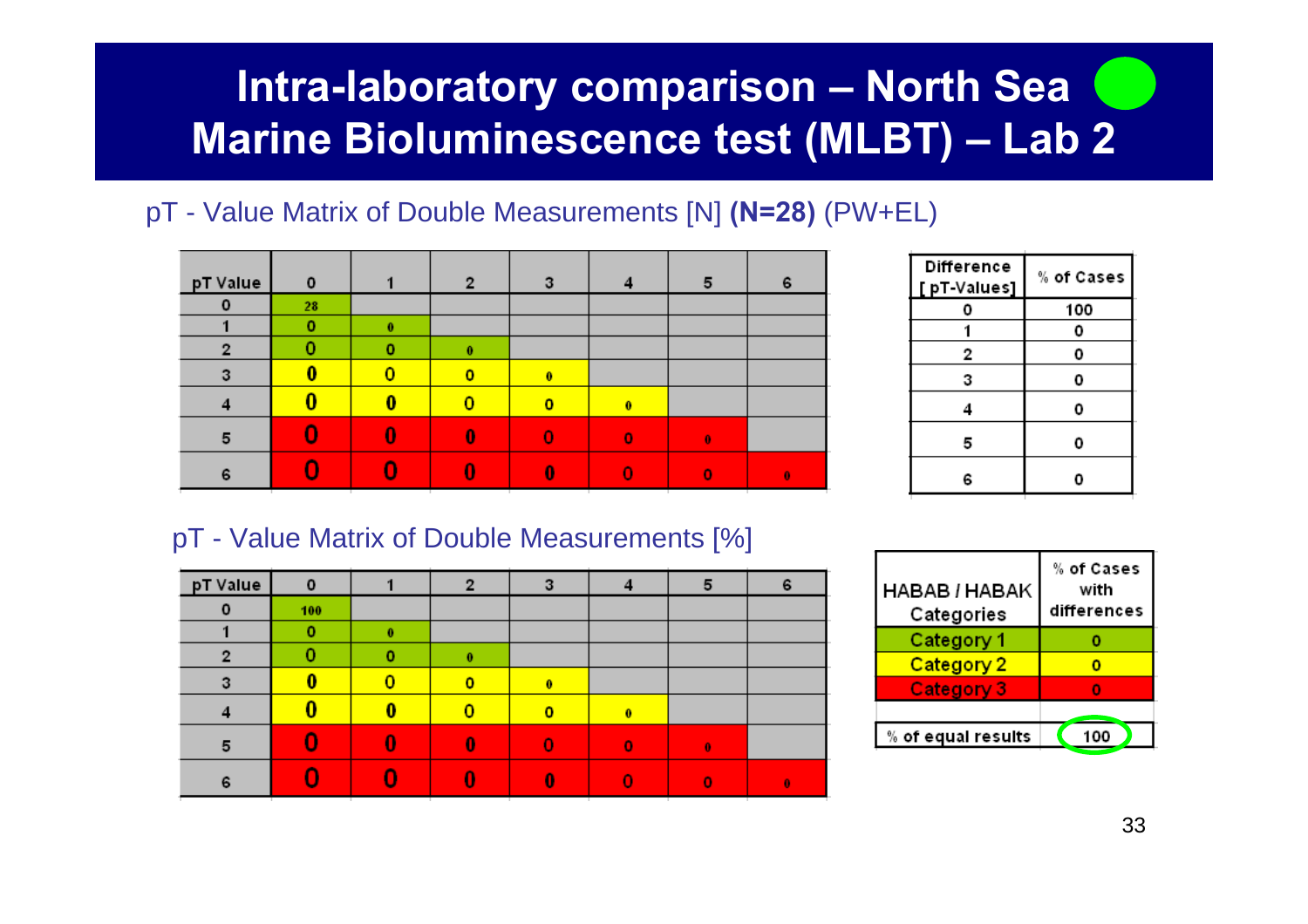# Intra-laboratory comparison – North Sea Marine Bioluminescence test (MLBT) – Lab 2

pT - Value Matrix of Double Measurements [N] **(N=28)** (PW+EL)

| pT Value | 0 | 1 | 2 | 3 | 4 | 5 | 6 |
|---|---|---|---|---|---|---|---|
| 0 | 28 | | | | | | |
| 1 | 0 | 0 | | | | | |
| 2 | 0 | 0 | 0 | | | | |
| 3 | 0 | 0 | 0 | 0 | | | |
| 4 | 0 | 0 | 0 | 0 | 0 | | |
| 5 | 0 | 0 | 0 | 0 | 0 | 0 | |
| 6 | 0 | 0 | 0 | 0 | 0 | 0 | 0 |

| Difference [ pT-Values] | % of Cases |
|---|---|
| 0 | 100 |
| 1 | 0 |
| 2 | 0 |
| 3 | 0 |
| 4 | 0 |
| 5 | 0 |
| 6 | 0 |

pT - Value Matrix of Double Measurements [%]

| pT Value | 0 | 1 | 2 | 3 | 4 | 5 | 6 |
|---|---|---|---|---|---|---|---|
| 0 | 100 | | | | | | |
| 1 | 0 | 0 | | | | | |
| 2 | 0 | 0 | 0 | | | | |
| 3 | 0 | 0 | 0 | 0 | | | |
| 4 | 0 | 0 | 0 | 0 | 0 | | |
| 5 | 0 | 0 | 0 | 0 | 0 | 0 | |
| 6 | 0 | 0 | 0 | 0 | 0 | 0 | 0 |

| HABAB / HABAK Categories | % of Cases with differences |
|---|---|
| Category 1 | 0 |
| Category 2 | 0 |
| Category 3 | 0 |
| % of equal results | 100 |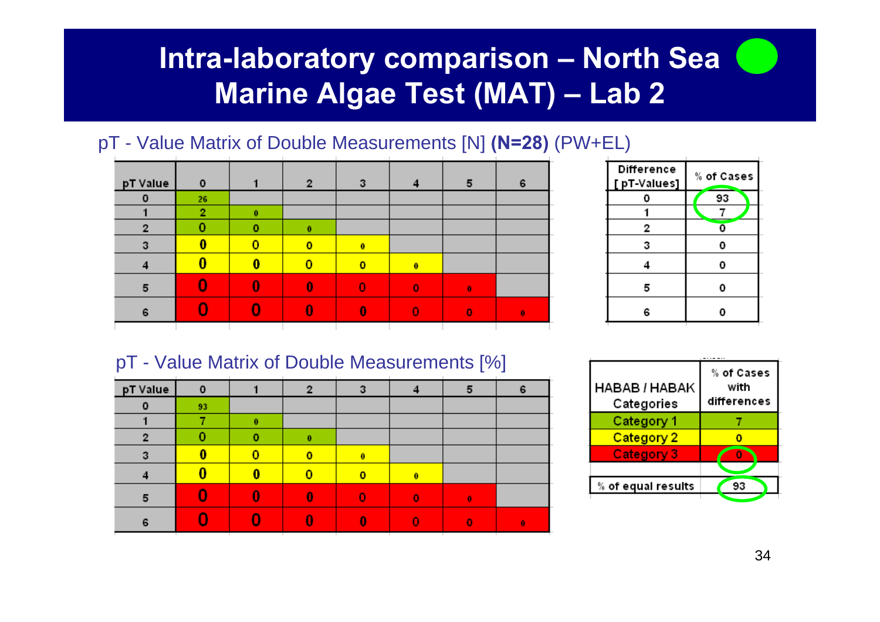# Intra-laboratory comparison – North Sea Marine Algae Test (MAT) – Lab 2

pT - Value Matrix of Double Measurements [N] **(N=28)** (PW+EL)

| pT Value | 0 | 1 | 2 | 3 | 4 | 5 | 6 |
|---|---|---|---|---|---|---|---|
| 0 | 26 | | | | | | |
| 1 | 2 | 0 | | | | | |
| 2 | 0 | 0 | 0 | | | | |
| 3 | 0 | 0 | 0 | 0 | | | |
| 4 | 0 | 0 | 0 | 0 | 0 | | |
| 5 | 0 | 0 | 0 | 0 | 0 | 0 | |
| 6 | 0 | 0 | 0 | 0 | 0 | 0 | 0 |

| Difference [ pT-Values] | % of Cases |
|---|---|
| 0 | 93 |
| 1 | 7 |
| 2 | 0 |
| 3 | 0 |
| 4 | 0 |
| 5 | 0 |
| 6 | 0 |

pT - Value Matrix of Double Measurements [%]

| pT Value | 0 | 1 | 2 | 3 | 4 | 5 | 6 |
|---|---|---|---|---|---|---|---|
| 0 | 93 | | | | | | |
| 1 | 7 | 0 | | | | | |
| 2 | 0 | 0 | 0 | | | | |
| 3 | 0 | 0 | 0 | 0 | | | |
| 4 | 0 | 0 | 0 | 0 | 0 | | |
| 5 | 0 | 0 | 0 | 0 | 0 | 0 | |
| 6 | 0 | 0 | 0 | 0 | 0 | 0 | 0 |

| HABAB / HABAK Categories | % of Cases with differences |
|---|---|
| Category 1 | 7 |
| Category 2 | 0 |
| Category 3 | 0 |
| % of equal results | 93 |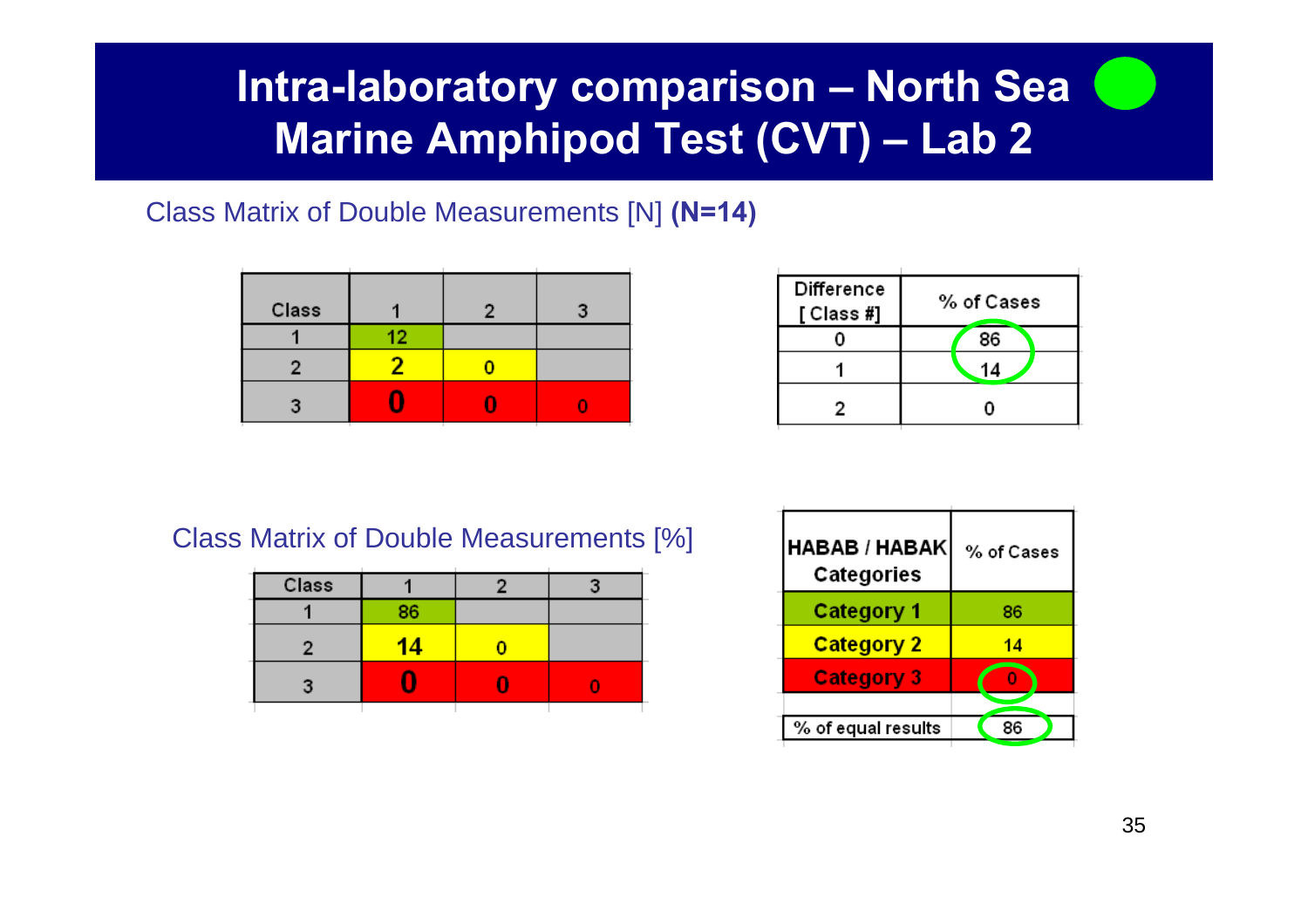# Intra-laboratory comparison – North Sea Marine Amphipod Test (CVT) – Lab 2

Class Matrix of Double Measurements [N] **(N=14)**

| Class | 1 | 2 | 3 |
|---|---|---|---|
| 1 | 12 | | |
| 2 | 2 | 0 | |
| 3 | 0 | 0 | 0 |

| Difference [Class #] | % of Cases |
|---|---|
| 0 | 86 |
| 1 | 14 |
| 2 | 0 |

Class Matrix of Double Measurements [%]

| Class | 1 | 2 | 3 |
|---|---|---|---|
| 1 | 86 | | |
| 2 | 14 | 0 | |
| 3 | 0 | 0 | 0 |

| HABAB / HABAK Categories | % of Cases |
|---|---|
| Category 1 | 86 |
| Category 2 | 14 |
| Category 3 | 0 |
| % of equal results | 86 |